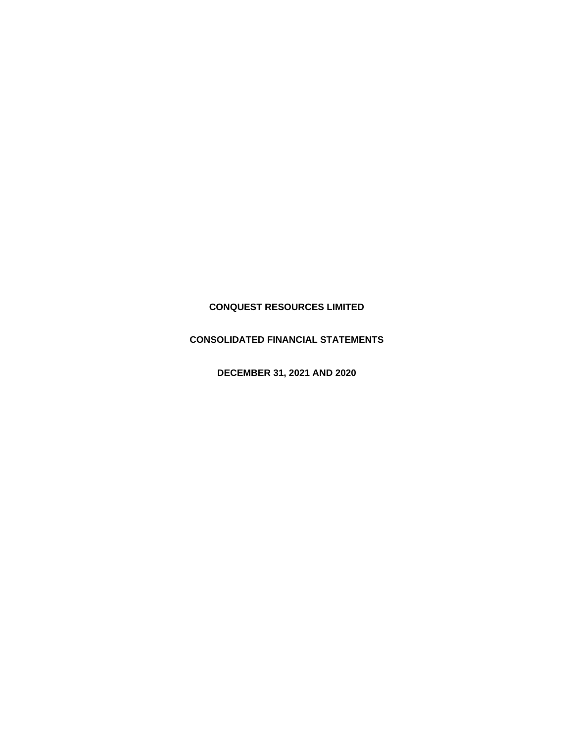# CONQUEST RESOURCES LIMITED

## CONSOLIDATED FINANCIAL STATEMENTS

## DECEMBER 31, 2021 AND 2020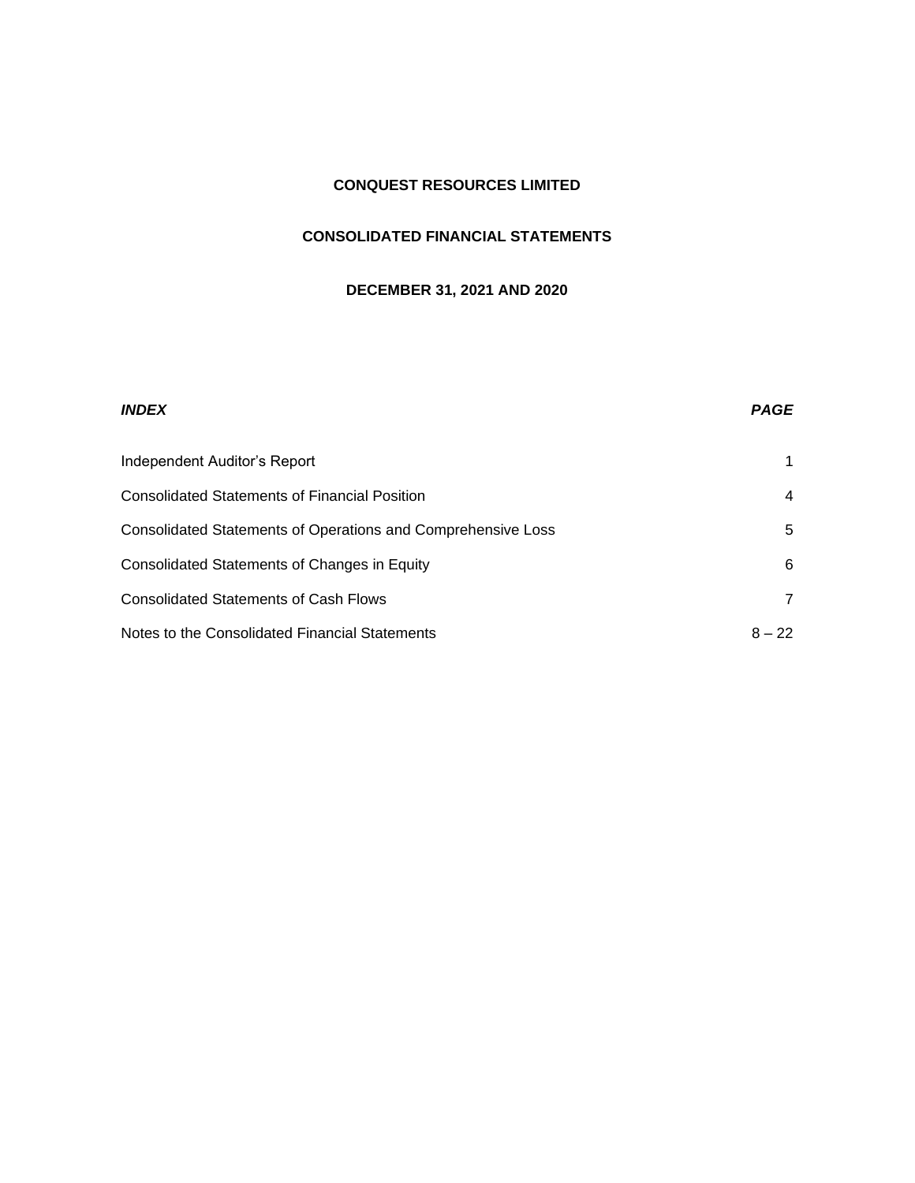**CONQUEST RESOURCES LIMITED**

**CONSOLIDATED FINANCIAL STATEMENTS**

**DECEMBER 31, 2021 AND 2020**

| ***INDEX*** | ***PAGE*** |
|---|---|
| Independent Auditor's Report | 1 |
| Consolidated Statements of Financial Position | 4 |
| Consolidated Statements of Operations and Comprehensive Loss | 5 |
| Consolidated Statements of Changes in Equity | 6 |
| Consolidated Statements of Cash Flows | 7 |
| Notes to the Consolidated Financial Statements | 8 – 22 |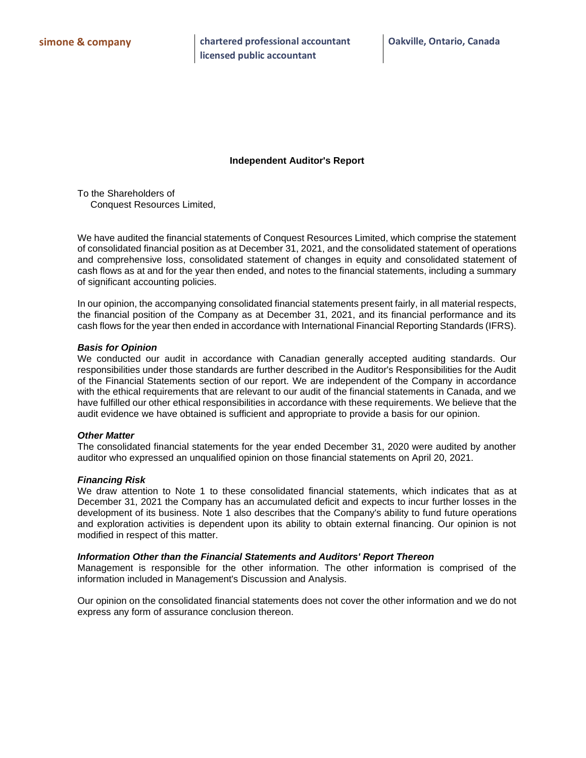simone & company | chartered professional accountant | licensed public accountant | Oakville, Ontario, Canada

# Independent Auditor's Report

To the Shareholders of
Conquest Resources Limited,

We have audited the financial statements of Conquest Resources Limited, which comprise the statement of consolidated financial position as at December 31, 2021, and the consolidated statement of operations and comprehensive loss, consolidated statement of changes in equity and consolidated statement of cash flows as at and for the year then ended, and notes to the financial statements, including a summary of significant accounting policies.

In our opinion, the accompanying consolidated financial statements present fairly, in all material respects, the financial position of the Company as at December 31, 2021, and its financial performance and its cash flows for the year then ended in accordance with International Financial Reporting Standards (IFRS).

***Basis for Opinion***

We conducted our audit in accordance with Canadian generally accepted auditing standards. Our responsibilities under those standards are further described in the Auditor's Responsibilities for the Audit of the Financial Statements section of our report. We are independent of the Company in accordance with the ethical requirements that are relevant to our audit of the financial statements in Canada, and we have fulfilled our other ethical responsibilities in accordance with these requirements. We believe that the audit evidence we have obtained is sufficient and appropriate to provide a basis for our opinion.

***Other Matter***

The consolidated financial statements for the year ended December 31, 2020 were audited by another auditor who expressed an unqualified opinion on those financial statements on April 20, 2021.

***Financing Risk***

We draw attention to Note 1 to these consolidated financial statements, which indicates that as at December 31, 2021 the Company has an accumulated deficit and expects to incur further losses in the development of its business. Note 1 also describes that the Company's ability to fund future operations and exploration activities is dependent upon its ability to obtain external financing. Our opinion is not modified in respect of this matter.

***Information Other than the Financial Statements and Auditors' Report Thereon***

Management is responsible for the other information. The other information is comprised of the information included in Management's Discussion and Analysis.

Our opinion on the consolidated financial statements does not cover the other information and we do not express any form of assurance conclusion thereon.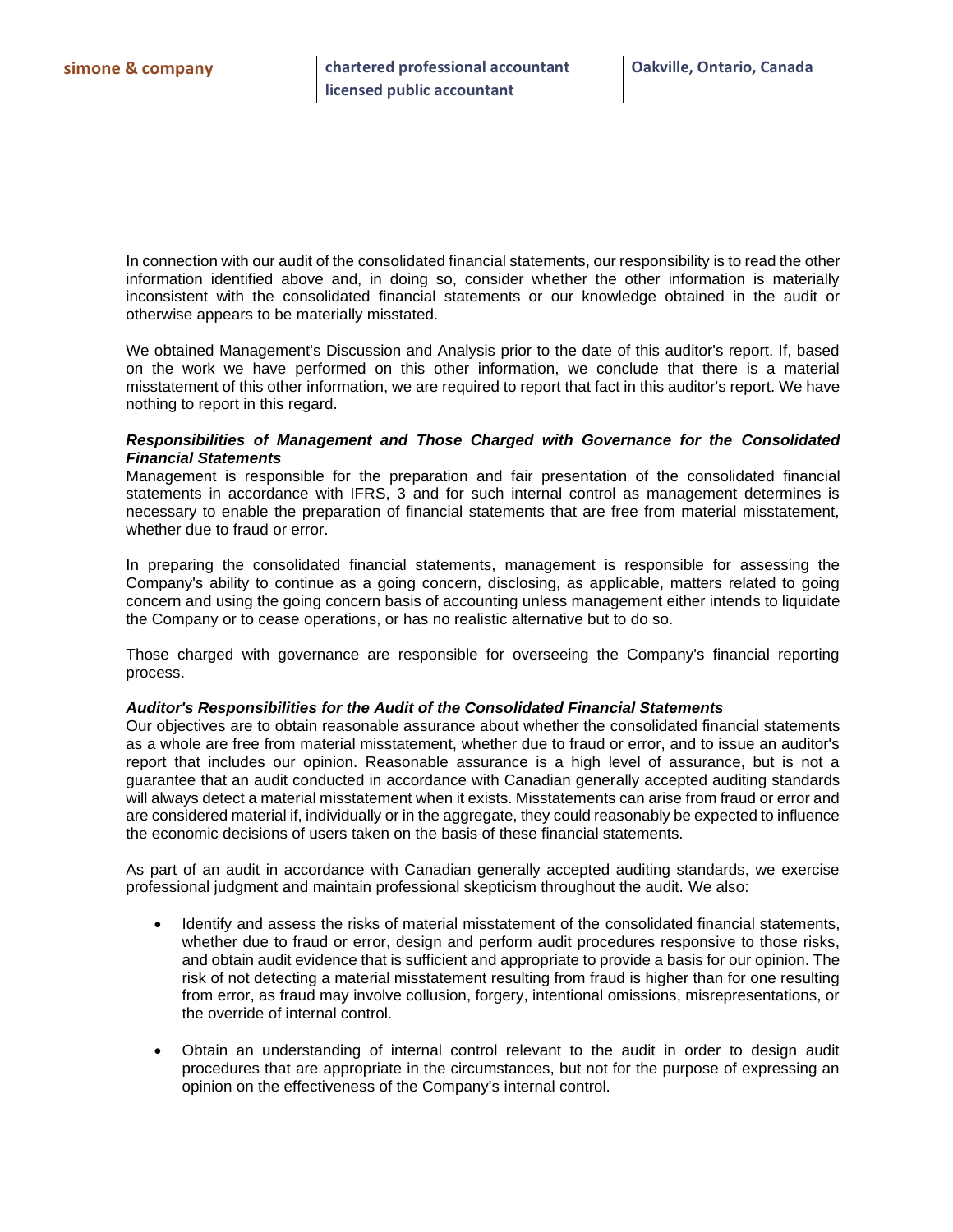In connection with our audit of the consolidated financial statements, our responsibility is to read the other information identified above and, in doing so, consider whether the other information is materially inconsistent with the consolidated financial statements or our knowledge obtained in the audit or otherwise appears to be materially misstated.

We obtained Management's Discussion and Analysis prior to the date of this auditor's report. If, based on the work we have performed on this other information, we conclude that there is a material misstatement of this other information, we are required to report that fact in this auditor's report. We have nothing to report in this regard.

***Responsibilities of Management and Those Charged with Governance for the Consolidated Financial Statements***

Management is responsible for the preparation and fair presentation of the consolidated financial statements in accordance with IFRS, 3 and for such internal control as management determines is necessary to enable the preparation of financial statements that are free from material misstatement, whether due to fraud or error.

In preparing the consolidated financial statements, management is responsible for assessing the Company's ability to continue as a going concern, disclosing, as applicable, matters related to going concern and using the going concern basis of accounting unless management either intends to liquidate the Company or to cease operations, or has no realistic alternative but to do so.

Those charged with governance are responsible for overseeing the Company's financial reporting process.

***Auditor's Responsibilities for the Audit of the Consolidated Financial Statements***

Our objectives are to obtain reasonable assurance about whether the consolidated financial statements as a whole are free from material misstatement, whether due to fraud or error, and to issue an auditor's report that includes our opinion. Reasonable assurance is a high level of assurance, but is not a guarantee that an audit conducted in accordance with Canadian generally accepted auditing standards will always detect a material misstatement when it exists. Misstatements can arise from fraud or error and are considered material if, individually or in the aggregate, they could reasonably be expected to influence the economic decisions of users taken on the basis of these financial statements.

As part of an audit in accordance with Canadian generally accepted auditing standards, we exercise professional judgment and maintain professional skepticism throughout the audit. We also:

- Identify and assess the risks of material misstatement of the consolidated financial statements, whether due to fraud or error, design and perform audit procedures responsive to those risks, and obtain audit evidence that is sufficient and appropriate to provide a basis for our opinion. The risk of not detecting a material misstatement resulting from fraud is higher than for one resulting from error, as fraud may involve collusion, forgery, intentional omissions, misrepresentations, or the override of internal control.

- Obtain an understanding of internal control relevant to the audit in order to design audit procedures that are appropriate in the circumstances, but not for the purpose of expressing an opinion on the effectiveness of the Company's internal control.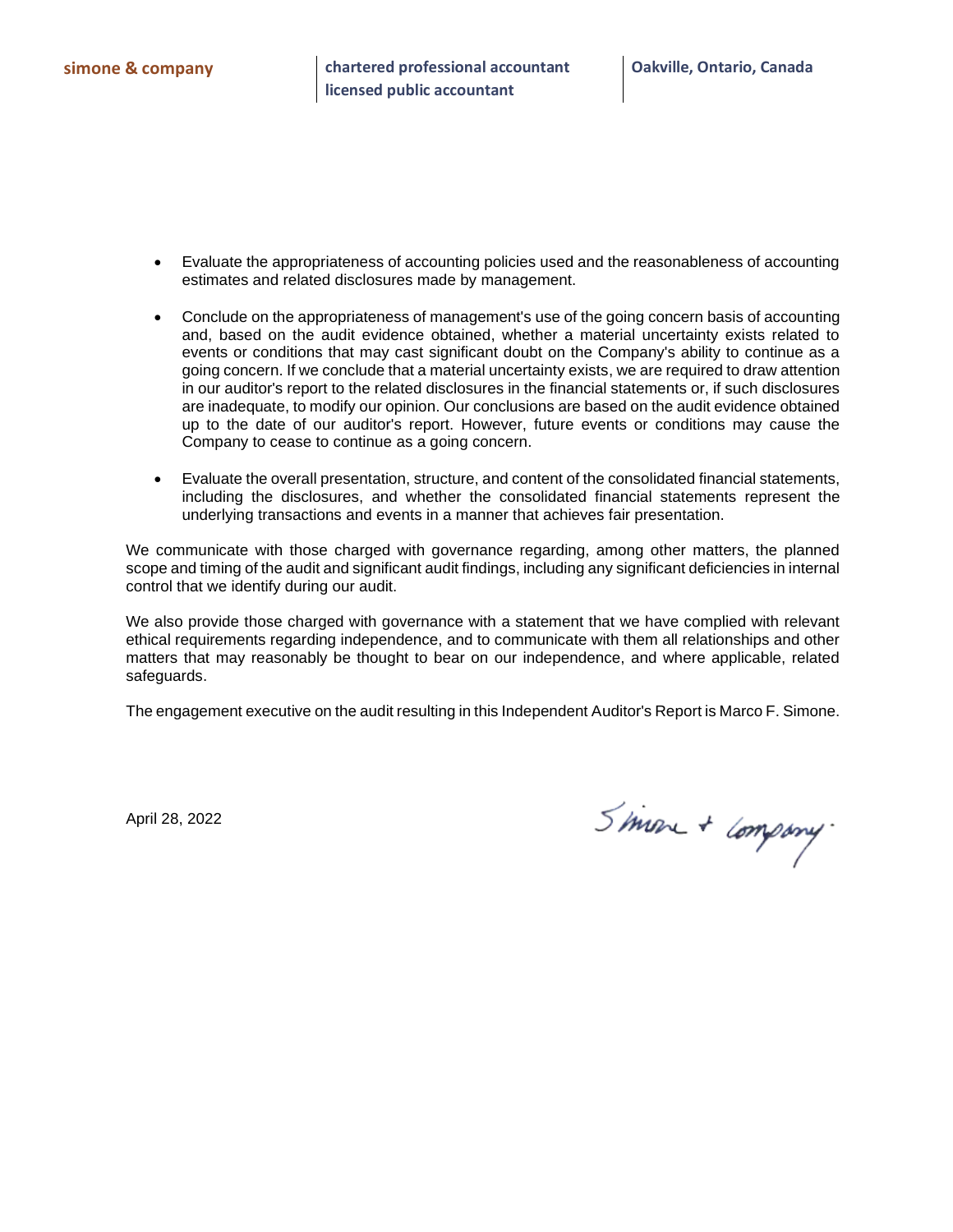- Evaluate the appropriateness of accounting policies used and the reasonableness of accounting estimates and related disclosures made by management.

- Conclude on the appropriateness of management's use of the going concern basis of accounting and, based on the audit evidence obtained, whether a material uncertainty exists related to events or conditions that may cast significant doubt on the Company's ability to continue as a going concern. If we conclude that a material uncertainty exists, we are required to draw attention in our auditor's report to the related disclosures in the financial statements or, if such disclosures are inadequate, to modify our opinion. Our conclusions are based on the audit evidence obtained up to the date of our auditor's report. However, future events or conditions may cause the Company to cease to continue as a going concern.

- Evaluate the overall presentation, structure, and content of the consolidated financial statements, including the disclosures, and whether the consolidated financial statements represent the underlying transactions and events in a manner that achieves fair presentation.

We communicate with those charged with governance regarding, among other matters, the planned scope and timing of the audit and significant audit findings, including any significant deficiencies in internal control that we identify during our audit.

We also provide those charged with governance with a statement that we have complied with relevant ethical requirements regarding independence, and to communicate with them all relationships and other matters that may reasonably be thought to bear on our independence, and where applicable, related safeguards.

The engagement executive on the audit resulting in this Independent Auditor's Report is Marco F. Simone.

April 28, 2022

Simone + Company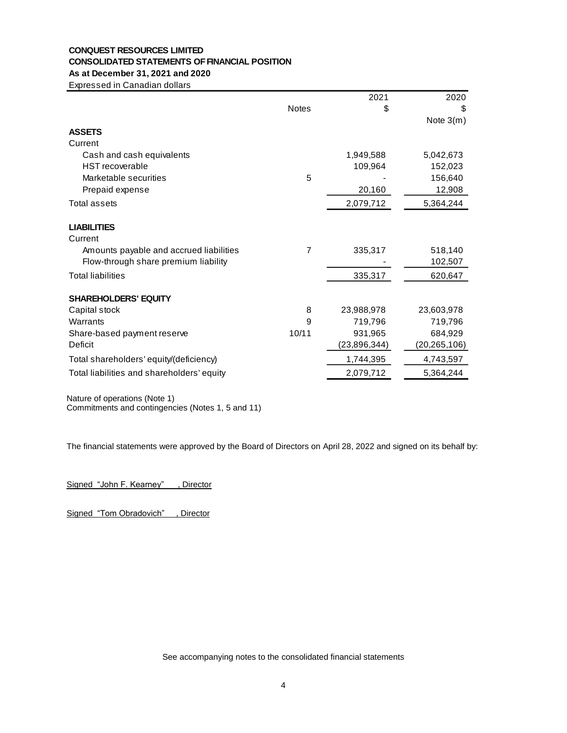**CONQUEST RESOURCES LIMITED**
**CONSOLIDATED STATEMENTS OF FINANCIAL POSITION**
**As at December 31, 2021 and 2020**
Expressed in Canadian dollars

| | Notes | 2021 $ | 2020 $ Note 3(m) |
|---|---|---|---|
| **ASSETS** | | | |
| Current | | | |
| Cash and cash equivalents | | 1,949,588 | 5,042,673 |
| HST recoverable | | 109,964 | 152,023 |
| Marketable securities | 5 | - | 156,640 |
| Prepaid expense | | 20,160 | 12,908 |
| Total assets | | 2,079,712 | 5,364,244 |
| **LIABILITIES** | | | |
| Current | | | |
| Amounts payable and accrued liabilities | 7 | 335,317 | 518,140 |
| Flow-through share premium liability | | - | 102,507 |
| Total liabilities | | 335,317 | 620,647 |
| **SHAREHOLDERS' EQUITY** | | | |
| Capital stock | 8 | 23,988,978 | 23,603,978 |
| Warrants | 9 | 719,796 | 719,796 |
| Share-based payment reserve | 10/11 | 931,965 | 684,929 |
| Deficit | | (23,896,344) | (20,265,106) |
| Total shareholders' equity/(deficiency) | | 1,744,395 | 4,743,597 |
| Total liabilities and shareholders' equity | | 2,079,712 | 5,364,244 |

Nature of operations (Note 1)
Commitments and contingencies (Notes 1, 5 and 11)

The financial statements were approved by the Board of Directors on April 28, 2022 and signed on its behalf by:

Signed "John F. Kearney" , Director

Signed "Tom Obradovich" , Director

See accompanying notes to the consolidated financial statements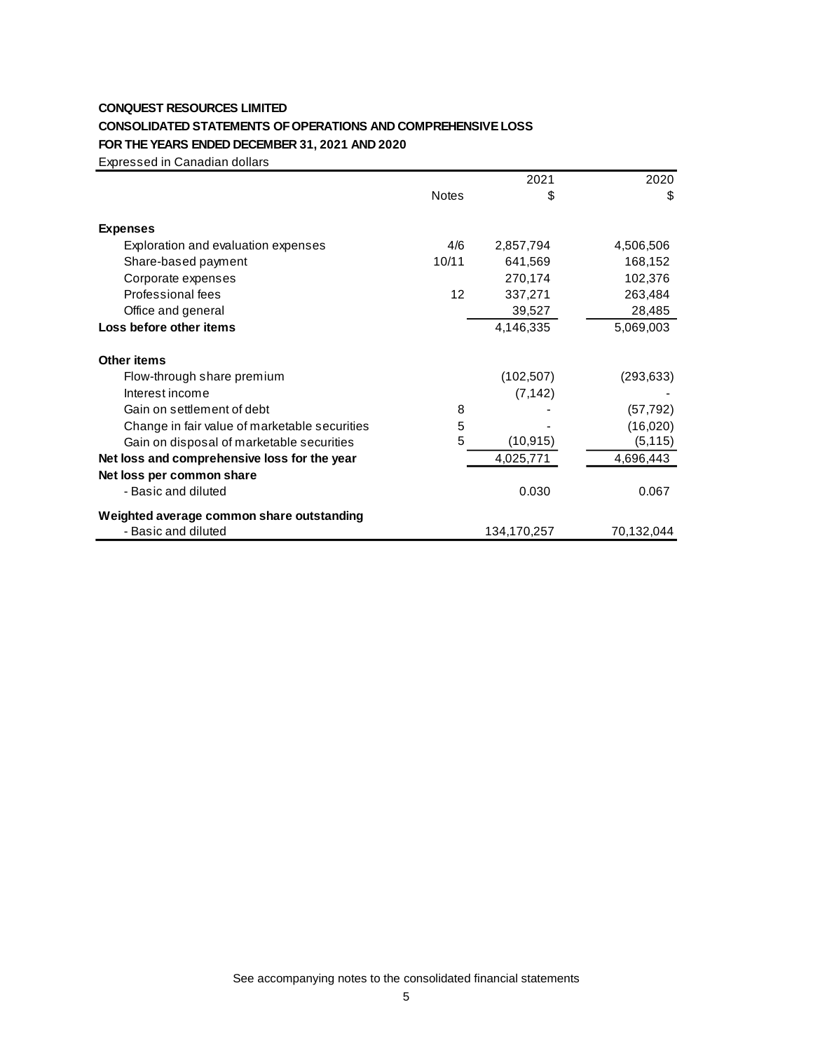**CONQUEST RESOURCES LIMITED**

**CONSOLIDATED STATEMENTS OF OPERATIONS AND COMPREHENSIVE LOSS**

**FOR THE YEARS ENDED DECEMBER 31, 2021 AND 2020**

Expressed in Canadian dollars

| | Notes | 2021<br>$ | 2020<br>$ |
|---|---|---|---|
| **Expenses** | | | |
| Exploration and evaluation expenses | 4/6 | 2,857,794 | 4,506,506 |
| Share-based payment | 10/11 | 641,569 | 168,152 |
| Corporate expenses | | 270,174 | 102,376 |
| Professional fees | 12 | 337,271 | 263,484 |
| Office and general | | 39,527 | 28,485 |
| **Loss before other items** | | 4,146,335 | 5,069,003 |
| **Other items** | | | |
| Flow-through share premium | | (102,507) | (293,633) |
| Interest income | | (7,142) | - |
| Gain on settlement of debt | 8 | - | (57,792) |
| Change in fair value of marketable securities | 5 | - | (16,020) |
| Gain on disposal of marketable securities | 5 | (10,915) | (5,115) |
| **Net loss and comprehensive loss for the year** | | 4,025,771 | 4,696,443 |
| **Net loss per common share** | | | |
| - Basic and diluted | | 0.030 | 0.067 |
| **Weighted average common share outstanding** | | | |
| - Basic and diluted | | 134,170,257 | 70,132,044 |

See accompanying notes to the consolidated financial statements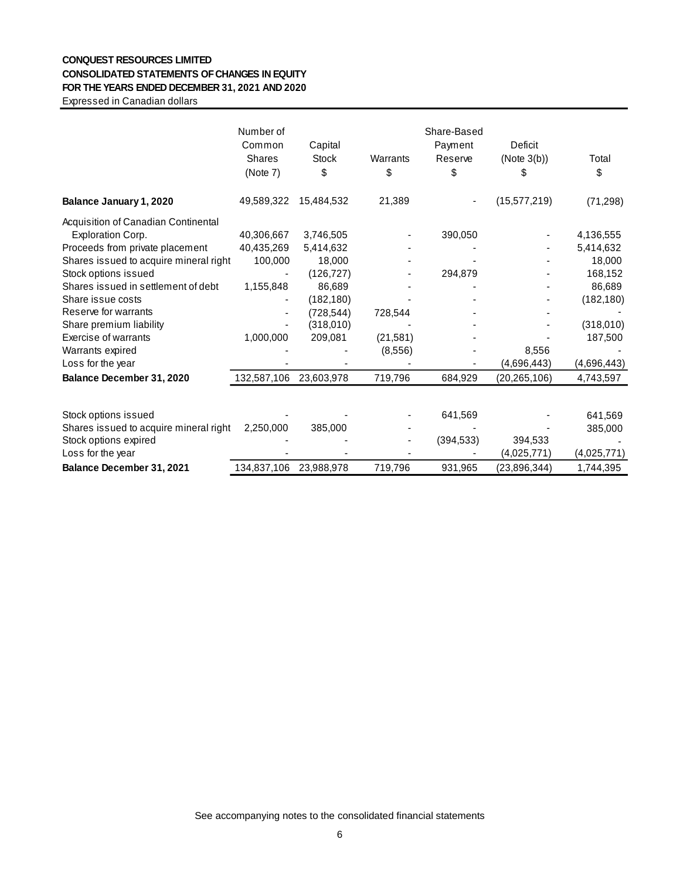**CONQUEST RESOURCES LIMITED**
**CONSOLIDATED STATEMENTS OF CHANGES IN EQUITY**
**FOR THE YEARS ENDED DECEMBER 31, 2021 AND 2020**
Expressed in Canadian dollars

| | Number of Common Shares (Note 7) | Capital Stock $ | Warrants $ | Share-Based Payment Reserve $ | Deficit (Note 3(b)) $ | Total $ |
|---|---|---|---|---|---|---|
| **Balance January 1, 2020** | 49,589,322 | 15,484,532 | 21,389 | - | (15,577,219) | (71,298) |
| Acquisition of Canadian Continental Exploration Corp. | 40,306,667 | 3,746,505 | - | 390,050 | - | 4,136,555 |
| Proceeds from private placement | 40,435,269 | 5,414,632 | - | - | - | 5,414,632 |
| Shares issued to acquire mineral right | 100,000 | 18,000 | - | - | - | 18,000 |
| Stock options issued | - | (126,727) | - | 294,879 | - | 168,152 |
| Shares issued in settlement of debt | 1,155,848 | 86,689 | - | - | - | 86,689 |
| Share issue costs | - | (182,180) | - | - | - | (182,180) |
| Reserve for warrants | - | (728,544) | 728,544 | - | - | - |
| Share premium liability | - | (318,010) | - | - | - | (318,010) |
| Exercise of warrants | 1,000,000 | 209,081 | (21,581) | - | - | 187,500 |
| Warrants expired | - | - | (8,556) | - | 8,556 | - |
| Loss for the year | - | - | - | - | (4,696,443) | (4,696,443) |
| **Balance December 31, 2020** | 132,587,106 | 23,603,978 | 719,796 | 684,929 | (20,265,106) | 4,743,597 |
| | | | | | | |
| Stock options issued | - | - | - | 641,569 | - | 641,569 |
| Shares issued to acquire mineral right | 2,250,000 | 385,000 | - | - | - | 385,000 |
| Stock options expired | - | - | - | (394,533) | 394,533 | - |
| Loss for the year | - | - | - | - | (4,025,771) | (4,025,771) |
| **Balance December 31, 2021** | 134,837,106 | 23,988,978 | 719,796 | 931,965 | (23,896,344) | 1,744,395 |

See accompanying notes to the consolidated financial statements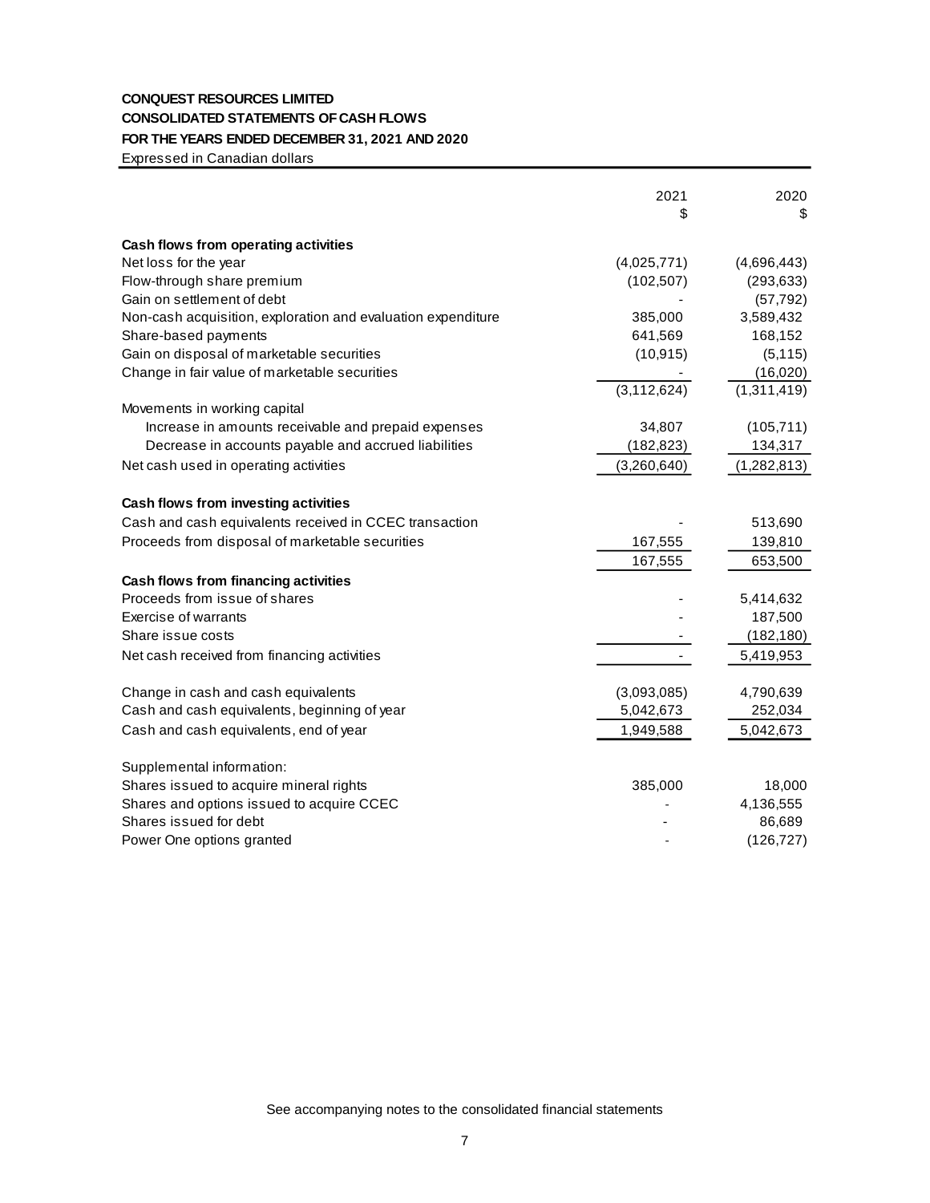**CONQUEST RESOURCES LIMITED**
**CONSOLIDATED STATEMENTS OF CASH FLOWS**
**FOR THE YEARS ENDED DECEMBER 31, 2021 AND 2020**
Expressed in Canadian dollars

| | 2021<br>$ | 2020<br>$ |
|---|---|---|
| **Cash flows from operating activities** | | |
| Net loss for the year | (4,025,771) | (4,696,443) |
| Flow-through share premium | (102,507) | (293,633) |
| Gain on settlement of debt | - | (57,792) |
| Non-cash acquisition, exploration and evaluation expenditure | 385,000 | 3,589,432 |
| Share-based payments | 641,569 | 168,152 |
| Gain on disposal of marketable securities | (10,915) | (5,115) |
| Change in fair value of marketable securities | - | (16,020) |
| | (3,112,624) | (1,311,419) |
| Movements in working capital | | |
| Increase in amounts receivable and prepaid expenses | 34,807 | (105,711) |
| Decrease in accounts payable and accrued liabilities | (182,823) | 134,317 |
| Net cash used in operating activities | (3,260,640) | (1,282,813) |
| | | |
| **Cash flows from investing activities** | | |
| Cash and cash equivalents received in CCEC transaction | - | 513,690 |
| Proceeds from disposal of marketable securities | 167,555 | 139,810 |
| | 167,555 | 653,500 |
| **Cash flows from financing activities** | | |
| Proceeds from issue of shares | - | 5,414,632 |
| Exercise of warrants | - | 187,500 |
| Share issue costs | - | (182,180) |
| Net cash received from financing activities | - | 5,419,953 |
| | | |
| Change in cash and cash equivalents | (3,093,085) | 4,790,639 |
| Cash and cash equivalents, beginning of year | 5,042,673 | 252,034 |
| Cash and cash equivalents, end of year | 1,949,588 | 5,042,673 |
| | | |
| Supplemental information: | | |
| Shares issued to acquire mineral rights | 385,000 | 18,000 |
| Shares and options issued to acquire CCEC | - | 4,136,555 |
| Shares issued for debt | - | 86,689 |
| Power One options granted | - | (126,727) |

See accompanying notes to the consolidated financial statements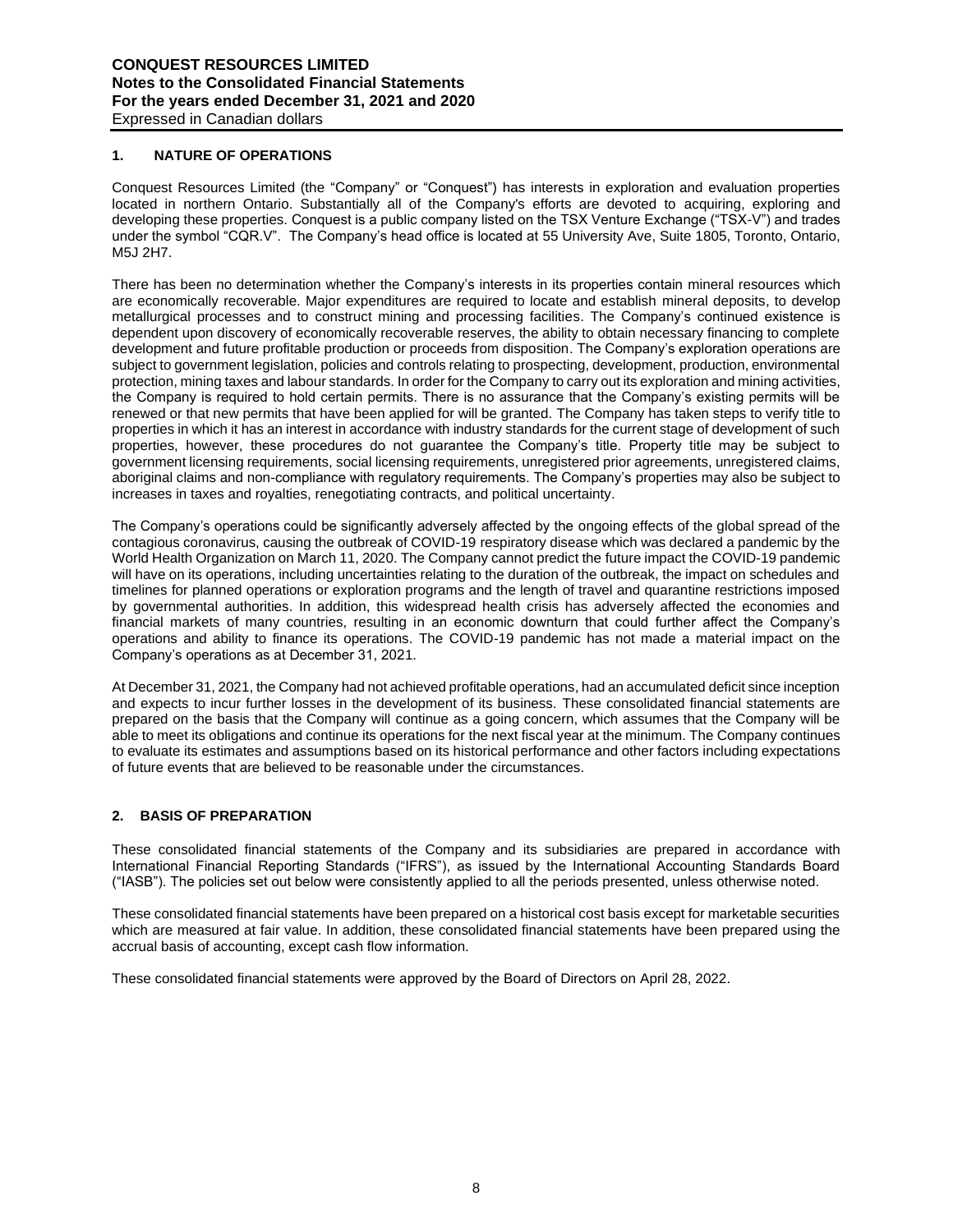## 1. NATURE OF OPERATIONS

Conquest Resources Limited (the "Company" or "Conquest") has interests in exploration and evaluation properties located in northern Ontario. Substantially all of the Company's efforts are devoted to acquiring, exploring and developing these properties. Conquest is a public company listed on the TSX Venture Exchange ("TSX-V") and trades under the symbol "CQR.V". The Company's head office is located at 55 University Ave, Suite 1805, Toronto, Ontario, M5J 2H7.

There has been no determination whether the Company's interests in its properties contain mineral resources which are economically recoverable. Major expenditures are required to locate and establish mineral deposits, to develop metallurgical processes and to construct mining and processing facilities. The Company's continued existence is dependent upon discovery of economically recoverable reserves, the ability to obtain necessary financing to complete development and future profitable production or proceeds from disposition. The Company's exploration operations are subject to government legislation, policies and controls relating to prospecting, development, production, environmental protection, mining taxes and labour standards. In order for the Company to carry out its exploration and mining activities, the Company is required to hold certain permits. There is no assurance that the Company's existing permits will be renewed or that new permits that have been applied for will be granted. The Company has taken steps to verify title to properties in which it has an interest in accordance with industry standards for the current stage of development of such properties, however, these procedures do not guarantee the Company's title. Property title may be subject to government licensing requirements, social licensing requirements, unregistered prior agreements, unregistered claims, aboriginal claims and non-compliance with regulatory requirements. The Company's properties may also be subject to increases in taxes and royalties, renegotiating contracts, and political uncertainty.

The Company's operations could be significantly adversely affected by the ongoing effects of the global spread of the contagious coronavirus, causing the outbreak of COVID-19 respiratory disease which was declared a pandemic by the World Health Organization on March 11, 2020. The Company cannot predict the future impact the COVID-19 pandemic will have on its operations, including uncertainties relating to the duration of the outbreak, the impact on schedules and timelines for planned operations or exploration programs and the length of travel and quarantine restrictions imposed by governmental authorities. In addition, this widespread health crisis has adversely affected the economies and financial markets of many countries, resulting in an economic downturn that could further affect the Company's operations and ability to finance its operations. The COVID-19 pandemic has not made a material impact on the Company's operations as at December 31, 2021.

At December 31, 2021, the Company had not achieved profitable operations, had an accumulated deficit since inception and expects to incur further losses in the development of its business. These consolidated financial statements are prepared on the basis that the Company will continue as a going concern, which assumes that the Company will be able to meet its obligations and continue its operations for the next fiscal year at the minimum. The Company continues to evaluate its estimates and assumptions based on its historical performance and other factors including expectations of future events that are believed to be reasonable under the circumstances.

## 2. BASIS OF PREPARATION

These consolidated financial statements of the Company and its subsidiaries are prepared in accordance with International Financial Reporting Standards ("IFRS"), as issued by the International Accounting Standards Board ("IASB"). The policies set out below were consistently applied to all the periods presented, unless otherwise noted.

These consolidated financial statements have been prepared on a historical cost basis except for marketable securities which are measured at fair value. In addition, these consolidated financial statements have been prepared using the accrual basis of accounting, except cash flow information.

These consolidated financial statements were approved by the Board of Directors on April 28, 2022.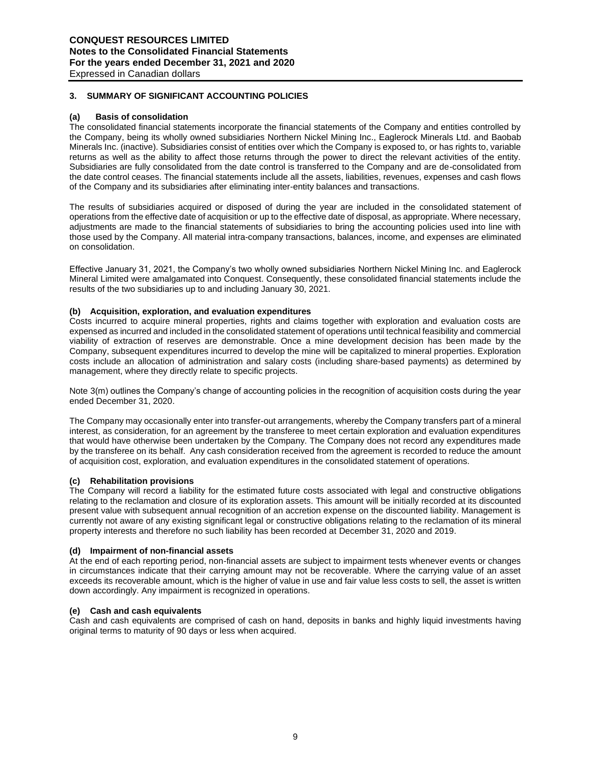## 3. SUMMARY OF SIGNIFICANT ACCOUNTING POLICIES

### (a) Basis of consolidation

The consolidated financial statements incorporate the financial statements of the Company and entities controlled by the Company, being its wholly owned subsidiaries Northern Nickel Mining Inc., Eaglerock Minerals Ltd. and Baobab Minerals Inc. (inactive). Subsidiaries consist of entities over which the Company is exposed to, or has rights to, variable returns as well as the ability to affect those returns through the power to direct the relevant activities of the entity. Subsidiaries are fully consolidated from the date control is transferred to the Company and are de-consolidated from the date control ceases. The financial statements include all the assets, liabilities, revenues, expenses and cash flows of the Company and its subsidiaries after eliminating inter-entity balances and transactions.

The results of subsidiaries acquired or disposed of during the year are included in the consolidated statement of operations from the effective date of acquisition or up to the effective date of disposal, as appropriate. Where necessary, adjustments are made to the financial statements of subsidiaries to bring the accounting policies used into line with those used by the Company. All material intra-company transactions, balances, income, and expenses are eliminated on consolidation.

Effective January 31, 2021, the Company's two wholly owned subsidiaries Northern Nickel Mining Inc. and Eaglerock Mineral Limited were amalgamated into Conquest. Consequently, these consolidated financial statements include the results of the two subsidiaries up to and including January 30, 2021.

### (b) Acquisition, exploration, and evaluation expenditures

Costs incurred to acquire mineral properties, rights and claims together with exploration and evaluation costs are expensed as incurred and included in the consolidated statement of operations until technical feasibility and commercial viability of extraction of reserves are demonstrable. Once a mine development decision has been made by the Company, subsequent expenditures incurred to develop the mine will be capitalized to mineral properties. Exploration costs include an allocation of administration and salary costs (including share-based payments) as determined by management, where they directly relate to specific projects.

Note 3(m) outlines the Company's change of accounting policies in the recognition of acquisition costs during the year ended December 31, 2020.

The Company may occasionally enter into transfer-out arrangements, whereby the Company transfers part of a mineral interest, as consideration, for an agreement by the transferee to meet certain exploration and evaluation expenditures that would have otherwise been undertaken by the Company. The Company does not record any expenditures made by the transferee on its behalf. Any cash consideration received from the agreement is recorded to reduce the amount of acquisition cost, exploration, and evaluation expenditures in the consolidated statement of operations.

### (c) Rehabilitation provisions

The Company will record a liability for the estimated future costs associated with legal and constructive obligations relating to the reclamation and closure of its exploration assets. This amount will be initially recorded at its discounted present value with subsequent annual recognition of an accretion expense on the discounted liability. Management is currently not aware of any existing significant legal or constructive obligations relating to the reclamation of its mineral property interests and therefore no such liability has been recorded at December 31, 2020 and 2019.

### (d) Impairment of non-financial assets

At the end of each reporting period, non-financial assets are subject to impairment tests whenever events or changes in circumstances indicate that their carrying amount may not be recoverable. Where the carrying value of an asset exceeds its recoverable amount, which is the higher of value in use and fair value less costs to sell, the asset is written down accordingly. Any impairment is recognized in operations.

### (e) Cash and cash equivalents

Cash and cash equivalents are comprised of cash on hand, deposits in banks and highly liquid investments having original terms to maturity of 90 days or less when acquired.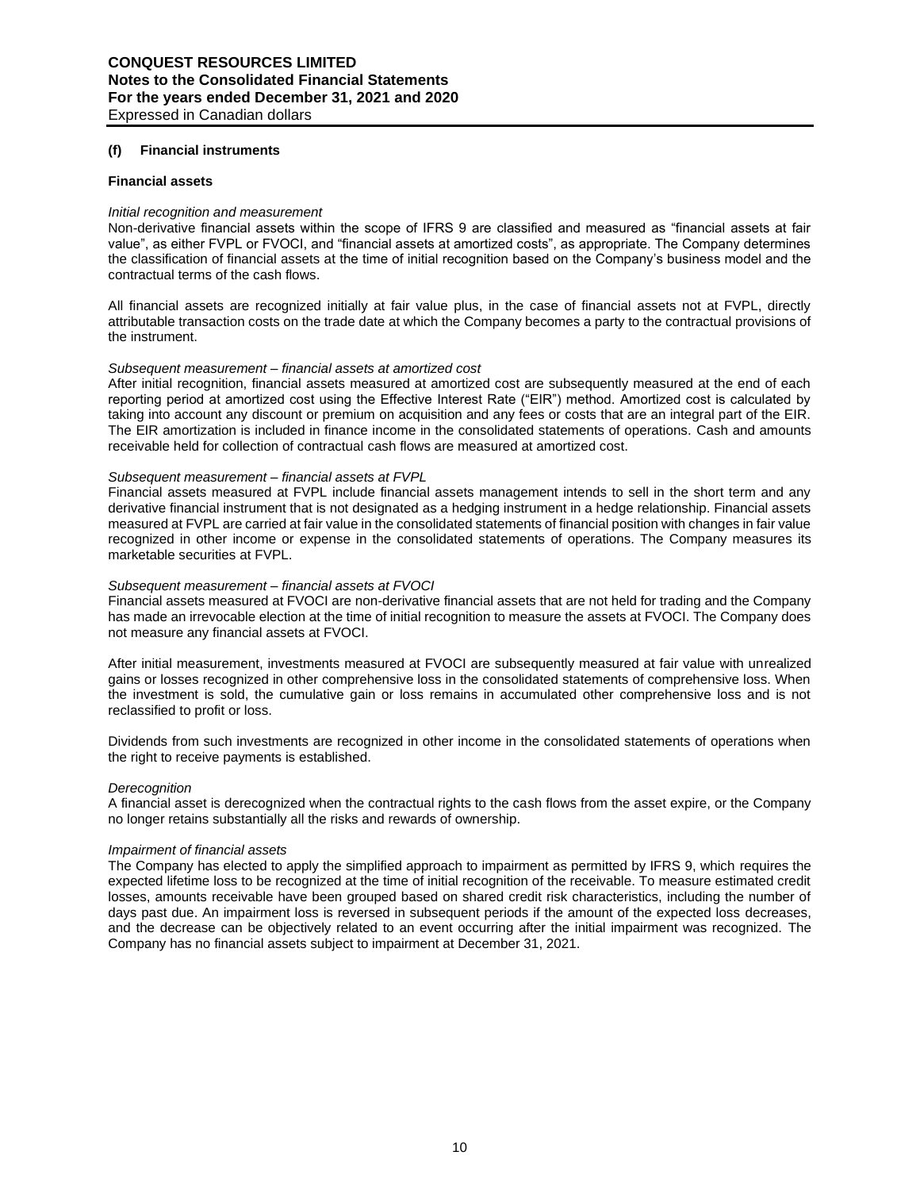### (f) Financial instruments

#### Financial assets

*Initial recognition and measurement*

Non-derivative financial assets within the scope of IFRS 9 are classified and measured as "financial assets at fair value", as either FVPL or FVOCI, and "financial assets at amortized costs", as appropriate. The Company determines the classification of financial assets at the time of initial recognition based on the Company's business model and the contractual terms of the cash flows.

All financial assets are recognized initially at fair value plus, in the case of financial assets not at FVPL, directly attributable transaction costs on the trade date at which the Company becomes a party to the contractual provisions of the instrument.

*Subsequent measurement – financial assets at amortized cost*

After initial recognition, financial assets measured at amortized cost are subsequently measured at the end of each reporting period at amortized cost using the Effective Interest Rate ("EIR") method. Amortized cost is calculated by taking into account any discount or premium on acquisition and any fees or costs that are an integral part of the EIR. The EIR amortization is included in finance income in the consolidated statements of operations. Cash and amounts receivable held for collection of contractual cash flows are measured at amortized cost.

*Subsequent measurement – financial assets at FVPL*

Financial assets measured at FVPL include financial assets management intends to sell in the short term and any derivative financial instrument that is not designated as a hedging instrument in a hedge relationship. Financial assets measured at FVPL are carried at fair value in the consolidated statements of financial position with changes in fair value recognized in other income or expense in the consolidated statements of operations. The Company measures its marketable securities at FVPL.

*Subsequent measurement – financial assets at FVOCI*

Financial assets measured at FVOCI are non-derivative financial assets that are not held for trading and the Company has made an irrevocable election at the time of initial recognition to measure the assets at FVOCI. The Company does not measure any financial assets at FVOCI.

After initial measurement, investments measured at FVOCI are subsequently measured at fair value with unrealized gains or losses recognized in other comprehensive loss in the consolidated statements of comprehensive loss. When the investment is sold, the cumulative gain or loss remains in accumulated other comprehensive loss and is not reclassified to profit or loss.

Dividends from such investments are recognized in other income in the consolidated statements of operations when the right to receive payments is established.

*Derecognition*

A financial asset is derecognized when the contractual rights to the cash flows from the asset expire, or the Company no longer retains substantially all the risks and rewards of ownership.

*Impairment of financial assets*

The Company has elected to apply the simplified approach to impairment as permitted by IFRS 9, which requires the expected lifetime loss to be recognized at the time of initial recognition of the receivable. To measure estimated credit losses, amounts receivable have been grouped based on shared credit risk characteristics, including the number of days past due. An impairment loss is reversed in subsequent periods if the amount of the expected loss decreases, and the decrease can be objectively related to an event occurring after the initial impairment was recognized. The Company has no financial assets subject to impairment at December 31, 2021.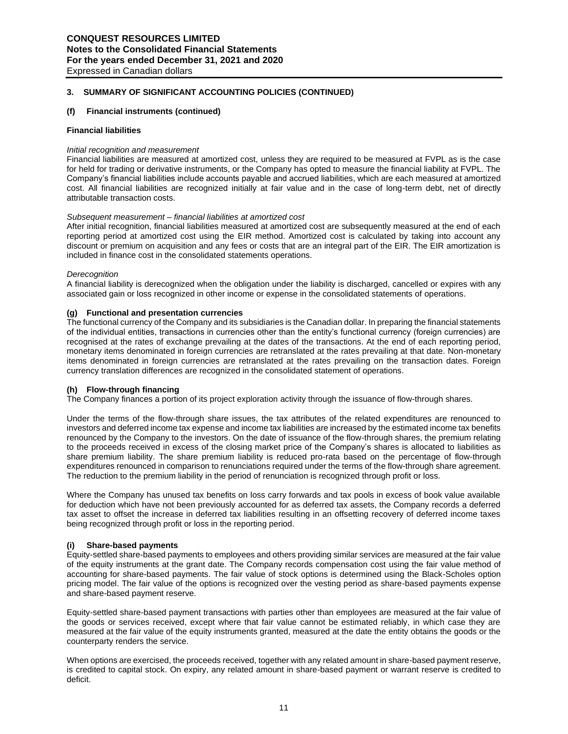## 3. SUMMARY OF SIGNIFICANT ACCOUNTING POLICIES (CONTINUED)

### (f) Financial instruments (continued)

**Financial liabilities**

*Initial recognition and measurement*

Financial liabilities are measured at amortized cost, unless they are required to be measured at FVPL as is the case for held for trading or derivative instruments, or the Company has opted to measure the financial liability at FVPL. The Company's financial liabilities include accounts payable and accrued liabilities, which are each measured at amortized cost. All financial liabilities are recognized initially at fair value and in the case of long-term debt, net of directly attributable transaction costs.

*Subsequent measurement – financial liabilities at amortized cost*

After initial recognition, financial liabilities measured at amortized cost are subsequently measured at the end of each reporting period at amortized cost using the EIR method. Amortized cost is calculated by taking into account any discount or premium on acquisition and any fees or costs that are an integral part of the EIR. The EIR amortization is included in finance cost in the consolidated statements operations.

*Derecognition*

A financial liability is derecognized when the obligation under the liability is discharged, cancelled or expires with any associated gain or loss recognized in other income or expense in the consolidated statements of operations.

### (g) Functional and presentation currencies

The functional currency of the Company and its subsidiaries is the Canadian dollar. In preparing the financial statements of the individual entities, transactions in currencies other than the entity's functional currency (foreign currencies) are recognised at the rates of exchange prevailing at the dates of the transactions. At the end of each reporting period, monetary items denominated in foreign currencies are retranslated at the rates prevailing at that date. Non-monetary items denominated in foreign currencies are retranslated at the rates prevailing on the transaction dates. Foreign currency translation differences are recognized in the consolidated statement of operations.

### (h) Flow-through financing

The Company finances a portion of its project exploration activity through the issuance of flow-through shares.

Under the terms of the flow-through share issues, the tax attributes of the related expenditures are renounced to investors and deferred income tax expense and income tax liabilities are increased by the estimated income tax benefits renounced by the Company to the investors. On the date of issuance of the flow-through shares, the premium relating to the proceeds received in excess of the closing market price of the Company's shares is allocated to liabilities as share premium liability. The share premium liability is reduced pro-rata based on the percentage of flow-through expenditures renounced in comparison to renunciations required under the terms of the flow-through share agreement. The reduction to the premium liability in the period of renunciation is recognized through profit or loss.

Where the Company has unused tax benefits on loss carry forwards and tax pools in excess of book value available for deduction which have not been previously accounted for as deferred tax assets, the Company records a deferred tax asset to offset the increase in deferred tax liabilities resulting in an offsetting recovery of deferred income taxes being recognized through profit or loss in the reporting period.

### (i) Share-based payments

Equity-settled share-based payments to employees and others providing similar services are measured at the fair value of the equity instruments at the grant date. The Company records compensation cost using the fair value method of accounting for share-based payments. The fair value of stock options is determined using the Black-Scholes option pricing model. The fair value of the options is recognized over the vesting period as share-based payments expense and share-based payment reserve.

Equity-settled share-based payment transactions with parties other than employees are measured at the fair value of the goods or services received, except where that fair value cannot be estimated reliably, in which case they are measured at the fair value of the equity instruments granted, measured at the date the entity obtains the goods or the counterparty renders the service.

When options are exercised, the proceeds received, together with any related amount in share-based payment reserve, is credited to capital stock. On expiry, any related amount in share-based payment or warrant reserve is credited to deficit.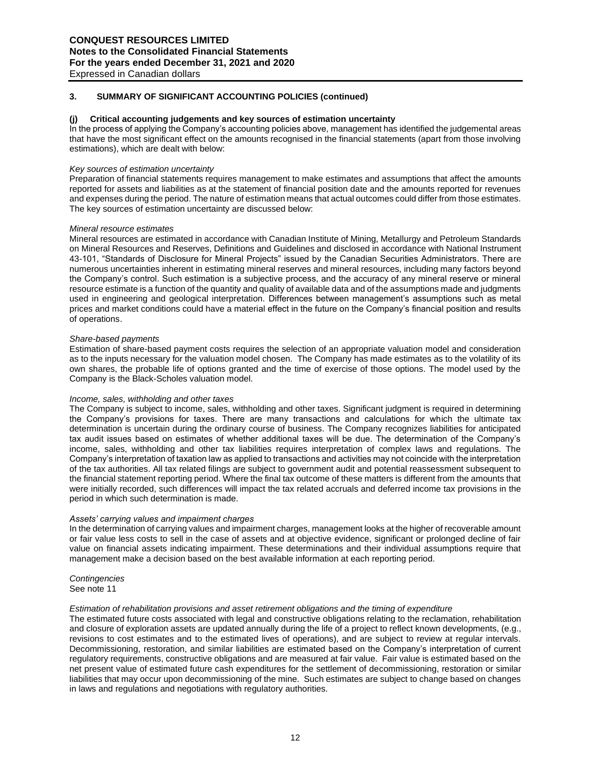## 3. SUMMARY OF SIGNIFICANT ACCOUNTING POLICIES (continued)

### (j) Critical accounting judgements and key sources of estimation uncertainty

In the process of applying the Company's accounting policies above, management has identified the judgemental areas that have the most significant effect on the amounts recognised in the financial statements (apart from those involving estimations), which are dealt with below:

*Key sources of estimation uncertainty*

Preparation of financial statements requires management to make estimates and assumptions that affect the amounts reported for assets and liabilities as at the statement of financial position date and the amounts reported for revenues and expenses during the period. The nature of estimation means that actual outcomes could differ from those estimates. The key sources of estimation uncertainty are discussed below:

*Mineral resource estimates*

Mineral resources are estimated in accordance with Canadian Institute of Mining, Metallurgy and Petroleum Standards on Mineral Resources and Reserves, Definitions and Guidelines and disclosed in accordance with National Instrument 43-101, "Standards of Disclosure for Mineral Projects" issued by the Canadian Securities Administrators. There are numerous uncertainties inherent in estimating mineral reserves and mineral resources, including many factors beyond the Company's control. Such estimation is a subjective process, and the accuracy of any mineral reserve or mineral resource estimate is a function of the quantity and quality of available data and of the assumptions made and judgments used in engineering and geological interpretation. Differences between management's assumptions such as metal prices and market conditions could have a material effect in the future on the Company's financial position and results of operations.

*Share-based payments*

Estimation of share-based payment costs requires the selection of an appropriate valuation model and consideration as to the inputs necessary for the valuation model chosen. The Company has made estimates as to the volatility of its own shares, the probable life of options granted and the time of exercise of those options. The model used by the Company is the Black-Scholes valuation model.

*Income, sales, withholding and other taxes*

The Company is subject to income, sales, withholding and other taxes. Significant judgment is required in determining the Company's provisions for taxes. There are many transactions and calculations for which the ultimate tax determination is uncertain during the ordinary course of business. The Company recognizes liabilities for anticipated tax audit issues based on estimates of whether additional taxes will be due. The determination of the Company's income, sales, withholding and other tax liabilities requires interpretation of complex laws and regulations. The Company's interpretation of taxation law as applied to transactions and activities may not coincide with the interpretation of the tax authorities. All tax related filings are subject to government audit and potential reassessment subsequent to the financial statement reporting period. Where the final tax outcome of these matters is different from the amounts that were initially recorded, such differences will impact the tax related accruals and deferred income tax provisions in the period in which such determination is made.

*Assets' carrying values and impairment charges*

In the determination of carrying values and impairment charges, management looks at the higher of recoverable amount or fair value less costs to sell in the case of assets and at objective evidence, significant or prolonged decline of fair value on financial assets indicating impairment. These determinations and their individual assumptions require that management make a decision based on the best available information at each reporting period.

*Contingencies*

See note 11

*Estimation of rehabilitation provisions and asset retirement obligations and the timing of expenditure*

The estimated future costs associated with legal and constructive obligations relating to the reclamation, rehabilitation and closure of exploration assets are updated annually during the life of a project to reflect known developments, (e.g., revisions to cost estimates and to the estimated lives of operations), and are subject to review at regular intervals. Decommissioning, restoration, and similar liabilities are estimated based on the Company's interpretation of current regulatory requirements, constructive obligations and are measured at fair value. Fair value is estimated based on the net present value of estimated future cash expenditures for the settlement of decommissioning, restoration or similar liabilities that may occur upon decommissioning of the mine. Such estimates are subject to change based on changes in laws and regulations and negotiations with regulatory authorities.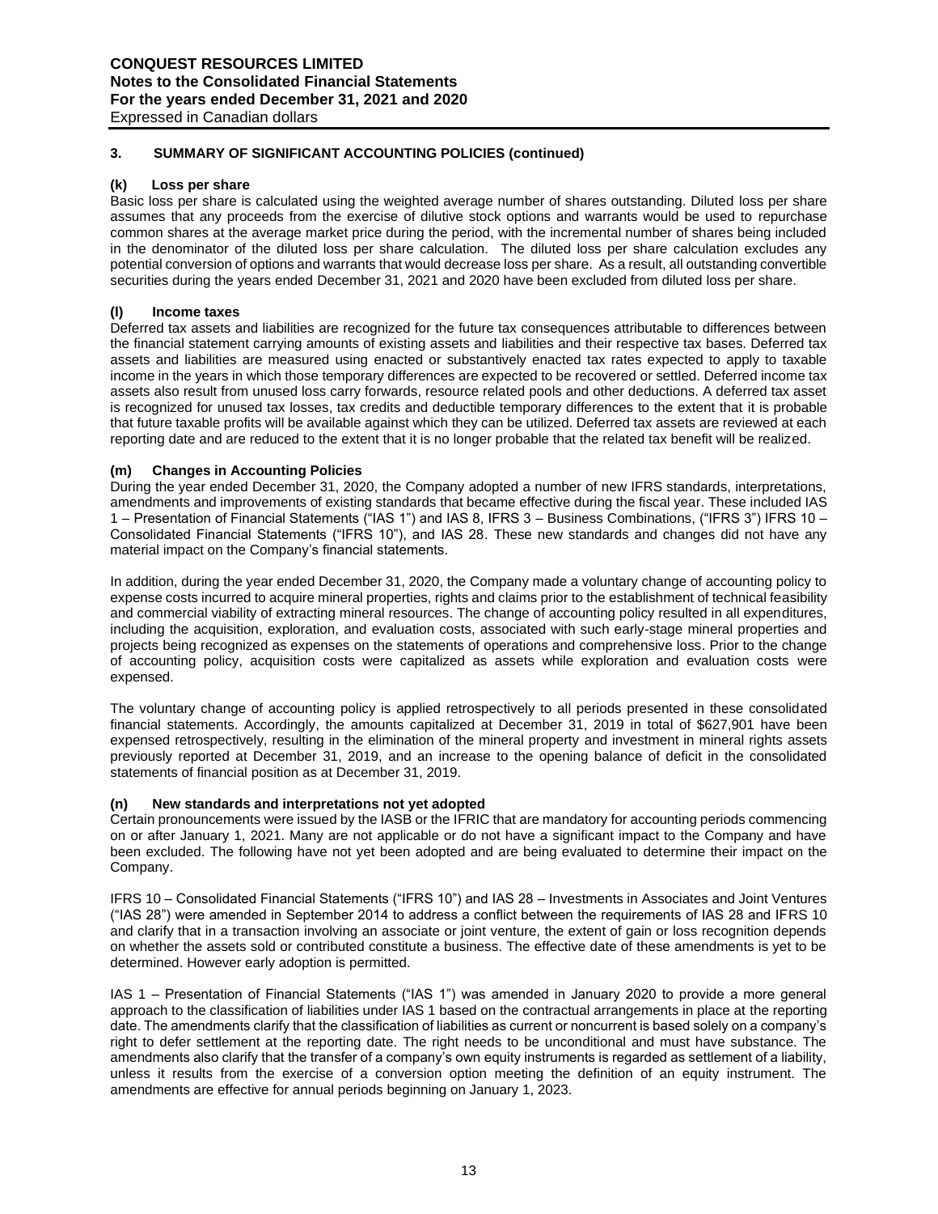## 3. SUMMARY OF SIGNIFICANT ACCOUNTING POLICIES (continued)

### (k) Loss per share

Basic loss per share is calculated using the weighted average number of shares outstanding. Diluted loss per share assumes that any proceeds from the exercise of dilutive stock options and warrants would be used to repurchase common shares at the average market price during the period, with the incremental number of shares being included in the denominator of the diluted loss per share calculation. The diluted loss per share calculation excludes any potential conversion of options and warrants that would decrease loss per share. As a result, all outstanding convertible securities during the years ended December 31, 2021 and 2020 have been excluded from diluted loss per share.

### (l) Income taxes

Deferred tax assets and liabilities are recognized for the future tax consequences attributable to differences between the financial statement carrying amounts of existing assets and liabilities and their respective tax bases. Deferred tax assets and liabilities are measured using enacted or substantively enacted tax rates expected to apply to taxable income in the years in which those temporary differences are expected to be recovered or settled. Deferred income tax assets also result from unused loss carry forwards, resource related pools and other deductions. A deferred tax asset is recognized for unused tax losses, tax credits and deductible temporary differences to the extent that it is probable that future taxable profits will be available against which they can be utilized. Deferred tax assets are reviewed at each reporting date and are reduced to the extent that it is no longer probable that the related tax benefit will be realized.

### (m) Changes in Accounting Policies

During the year ended December 31, 2020, the Company adopted a number of new IFRS standards, interpretations, amendments and improvements of existing standards that became effective during the fiscal year. These included IAS 1 – Presentation of Financial Statements ("IAS 1") and IAS 8, IFRS 3 – Business Combinations, ("IFRS 3") IFRS 10 – Consolidated Financial Statements ("IFRS 10"), and IAS 28. These new standards and changes did not have any material impact on the Company's financial statements.

In addition, during the year ended December 31, 2020, the Company made a voluntary change of accounting policy to expense costs incurred to acquire mineral properties, rights and claims prior to the establishment of technical feasibility and commercial viability of extracting mineral resources. The change of accounting policy resulted in all expenditures, including the acquisition, exploration, and evaluation costs, associated with such early-stage mineral properties and projects being recognized as expenses on the statements of operations and comprehensive loss. Prior to the change of accounting policy, acquisition costs were capitalized as assets while exploration and evaluation costs were expensed.

The voluntary change of accounting policy is applied retrospectively to all periods presented in these consolidated financial statements. Accordingly, the amounts capitalized at December 31, 2019 in total of $627,901 have been expensed retrospectively, resulting in the elimination of the mineral property and investment in mineral rights assets previously reported at December 31, 2019, and an increase to the opening balance of deficit in the consolidated statements of financial position as at December 31, 2019.

### (n) New standards and interpretations not yet adopted

Certain pronouncements were issued by the IASB or the IFRIC that are mandatory for accounting periods commencing on or after January 1, 2021. Many are not applicable or do not have a significant impact to the Company and have been excluded. The following have not yet been adopted and are being evaluated to determine their impact on the Company.

IFRS 10 – Consolidated Financial Statements ("IFRS 10") and IAS 28 – Investments in Associates and Joint Ventures ("IAS 28") were amended in September 2014 to address a conflict between the requirements of IAS 28 and IFRS 10 and clarify that in a transaction involving an associate or joint venture, the extent of gain or loss recognition depends on whether the assets sold or contributed constitute a business. The effective date of these amendments is yet to be determined. However early adoption is permitted.

IAS 1 – Presentation of Financial Statements ("IAS 1") was amended in January 2020 to provide a more general approach to the classification of liabilities under IAS 1 based on the contractual arrangements in place at the reporting date. The amendments clarify that the classification of liabilities as current or noncurrent is based solely on a company's right to defer settlement at the reporting date. The right needs to be unconditional and must have substance. The amendments also clarify that the transfer of a company's own equity instruments is regarded as settlement of a liability, unless it results from the exercise of a conversion option meeting the definition of an equity instrument. The amendments are effective for annual periods beginning on January 1, 2023.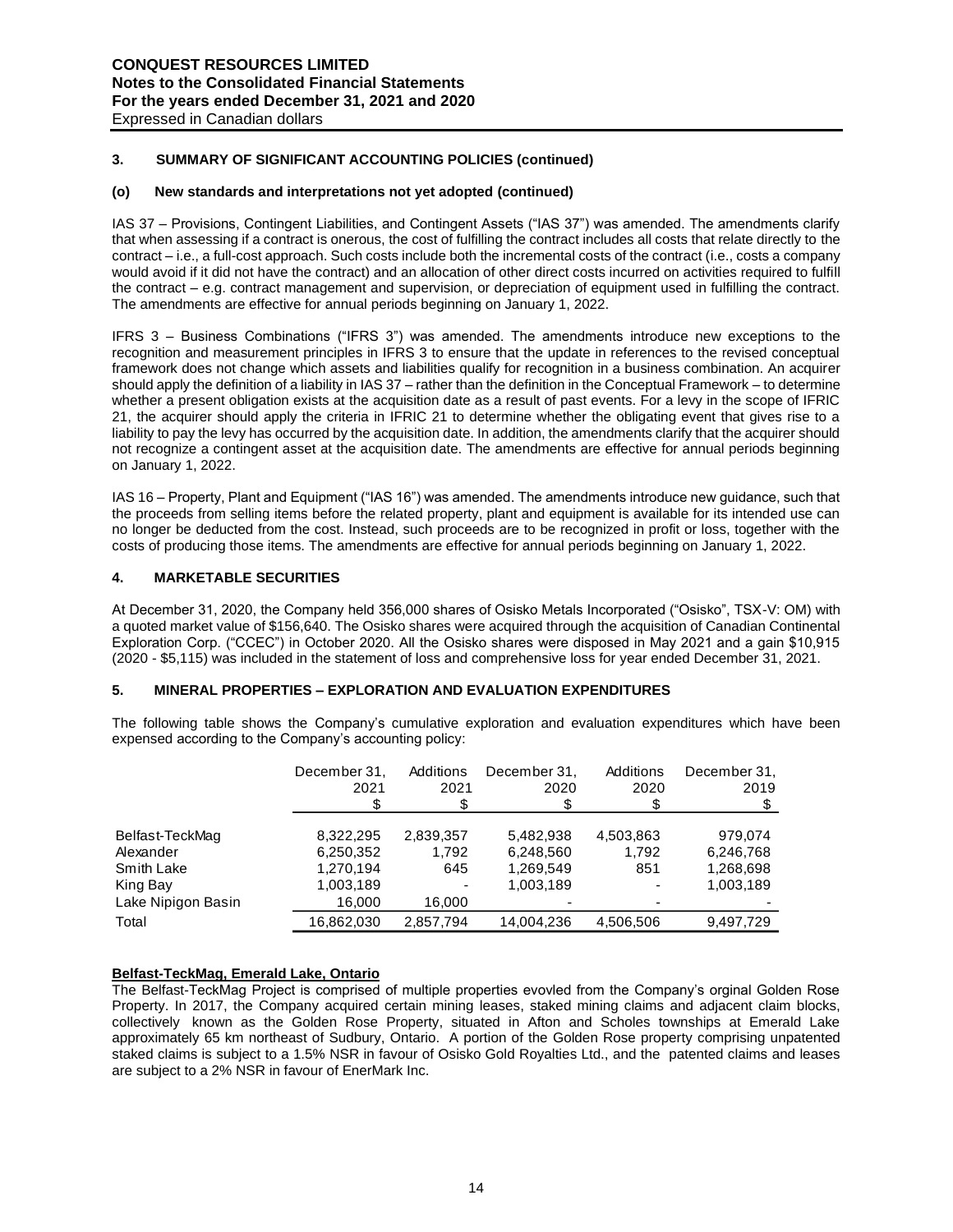### 3. SUMMARY OF SIGNIFICANT ACCOUNTING POLICIES (continued)

#### (o) New standards and interpretations not yet adopted (continued)

IAS 37 – Provisions, Contingent Liabilities, and Contingent Assets ("IAS 37") was amended. The amendments clarify that when assessing if a contract is onerous, the cost of fulfilling the contract includes all costs that relate directly to the contract – i.e., a full-cost approach. Such costs include both the incremental costs of the contract (i.e., costs a company would avoid if it did not have the contract) and an allocation of other direct costs incurred on activities required to fulfill the contract – e.g. contract management and supervision, or depreciation of equipment used in fulfilling the contract. The amendments are effective for annual periods beginning on January 1, 2022.

IFRS 3 – Business Combinations ("IFRS 3") was amended. The amendments introduce new exceptions to the recognition and measurement principles in IFRS 3 to ensure that the update in references to the revised conceptual framework does not change which assets and liabilities qualify for recognition in a business combination. An acquirer should apply the definition of a liability in IAS 37 – rather than the definition in the Conceptual Framework – to determine whether a present obligation exists at the acquisition date as a result of past events. For a levy in the scope of IFRIC 21, the acquirer should apply the criteria in IFRIC 21 to determine whether the obligating event that gives rise to a liability to pay the levy has occurred by the acquisition date. In addition, the amendments clarify that the acquirer should not recognize a contingent asset at the acquisition date. The amendments are effective for annual periods beginning on January 1, 2022.

IAS 16 – Property, Plant and Equipment ("IAS 16") was amended. The amendments introduce new guidance, such that the proceeds from selling items before the related property, plant and equipment is available for its intended use can no longer be deducted from the cost. Instead, such proceeds are to be recognized in profit or loss, together with the costs of producing those items. The amendments are effective for annual periods beginning on January 1, 2022.

### 4. MARKETABLE SECURITIES

At December 31, 2020, the Company held 356,000 shares of Osisko Metals Incorporated ("Osisko", TSX-V: OM) with a quoted market value of $156,640. The Osisko shares were acquired through the acquisition of Canadian Continental Exploration Corp. ("CCEC") in October 2020. All the Osisko shares were disposed in May 2021 and a gain $10,915 (2020 - $5,115) was included in the statement of loss and comprehensive loss for year ended December 31, 2021.

### 5. MINERAL PROPERTIES – EXPLORATION AND EVALUATION EXPENDITURES

The following table shows the Company's cumulative exploration and evaluation expenditures which have been expensed according to the Company's accounting policy:

| | December 31, 2021 $ | Additions 2021 $ | December 31, 2020 $ | Additions 2020 $ | December 31, 2019 $ |
|---|---|---|---|---|---|
| Belfast-TeckMag | 8,322,295 | 2,839,357 | 5,482,938 | 4,503,863 | 979,074 |
| Alexander | 6,250,352 | 1,792 | 6,248,560 | 1,792 | 6,246,768 |
| Smith Lake | 1,270,194 | 645 | 1,269,549 | 851 | 1,268,698 |
| King Bay | 1,003,189 | - | 1,003,189 | - | 1,003,189 |
| Lake Nipigon Basin | 16,000 | 16,000 | - | - | - |
| Total | 16,862,030 | 2,857,794 | 14,004,236 | 4,506,506 | 9,497,729 |

**Belfast-TeckMag, Emerald Lake, Ontario**

The Belfast-TeckMag Project is comprised of multiple properties evovled from the Company's orginal Golden Rose Property. In 2017, the Company acquired certain mining leases, staked mining claims and adjacent claim blocks, collectively known as the Golden Rose Property, situated in Afton and Scholes townships at Emerald Lake approximately 65 km northeast of Sudbury, Ontario. A portion of the Golden Rose property comprising unpatented staked claims is subject to a 1.5% NSR in favour of Osisko Gold Royalties Ltd., and the patented claims and leases are subject to a 2% NSR in favour of EnerMark Inc.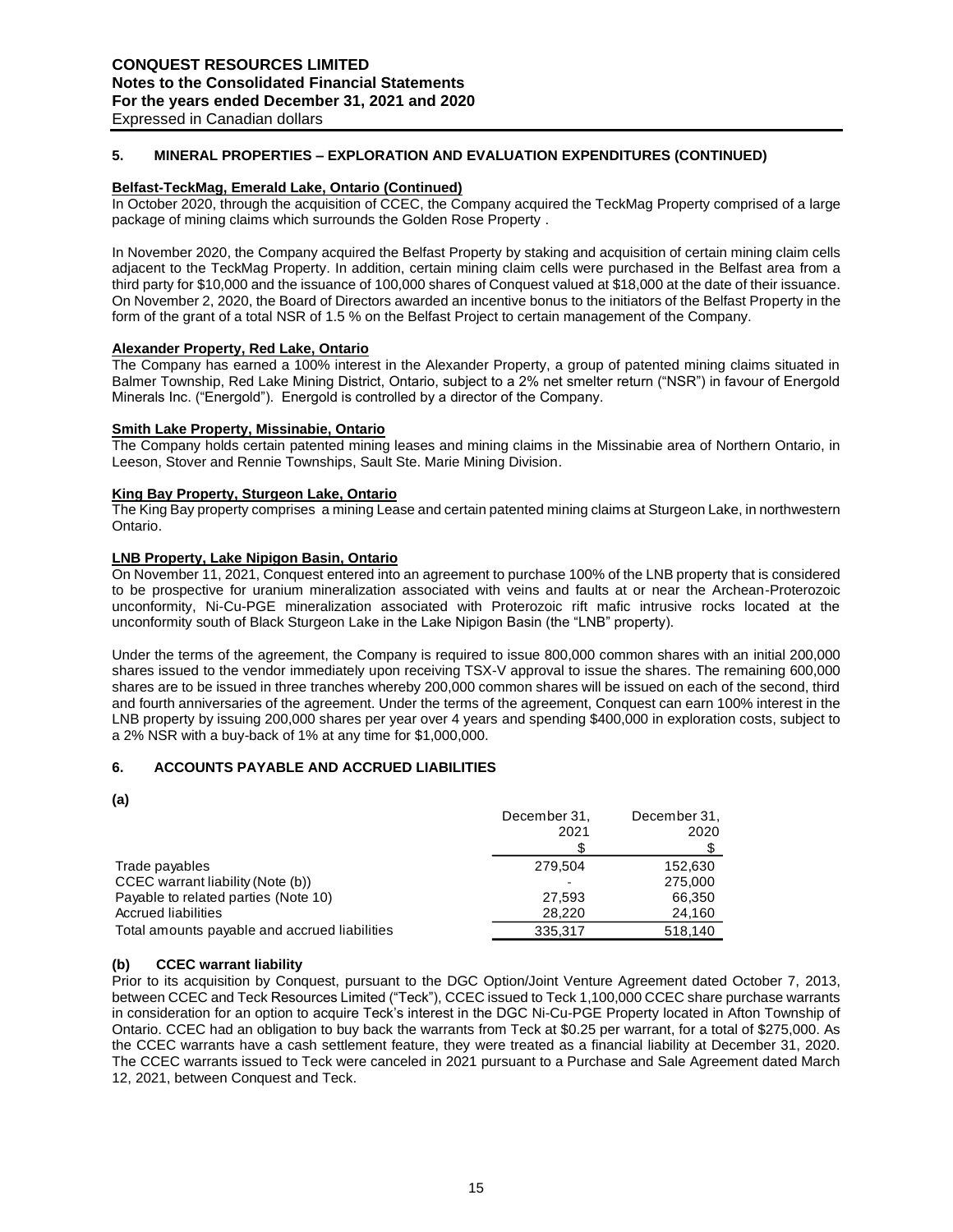## 5. MINERAL PROPERTIES – EXPLORATION AND EVALUATION EXPENDITURES (CONTINUED)

**Belfast-TeckMag, Emerald Lake, Ontario (Continued)**

In October 2020, through the acquisition of CCEC, the Company acquired the TeckMag Property comprised of a large package of mining claims which surrounds the Golden Rose Property .

In November 2020, the Company acquired the Belfast Property by staking and acquisition of certain mining claim cells adjacent to the TeckMag Property. In addition, certain mining claim cells were purchased in the Belfast area from a third party for $10,000 and the issuance of 100,000 shares of Conquest valued at $18,000 at the date of their issuance. On November 2, 2020, the Board of Directors awarded an incentive bonus to the initiators of the Belfast Property in the form of the grant of a total NSR of 1.5 % on the Belfast Project to certain management of the Company.

**Alexander Property, Red Lake, Ontario**

The Company has earned a 100% interest in the Alexander Property, a group of patented mining claims situated in Balmer Township, Red Lake Mining District, Ontario, subject to a 2% net smelter return ("NSR") in favour of Energold Minerals Inc. ("Energold"). Energold is controlled by a director of the Company.

**Smith Lake Property, Missinabie, Ontario**

The Company holds certain patented mining leases and mining claims in the Missinabie area of Northern Ontario, in Leeson, Stover and Rennie Townships, Sault Ste. Marie Mining Division.

**King Bay Property, Sturgeon Lake, Ontario**

The King Bay property comprises a mining Lease and certain patented mining claims at Sturgeon Lake, in northwestern Ontario.

**LNB Property, Lake Nipigon Basin, Ontario**

On November 11, 2021, Conquest entered into an agreement to purchase 100% of the LNB property that is considered to be prospective for uranium mineralization associated with veins and faults at or near the Archean-Proterozoic unconformity, Ni-Cu-PGE mineralization associated with Proterozoic rift mafic intrusive rocks located at the unconformity south of Black Sturgeon Lake in the Lake Nipigon Basin (the "LNB" property).

Under the terms of the agreement, the Company is required to issue 800,000 common shares with an initial 200,000 shares issued to the vendor immediately upon receiving TSX-V approval to issue the shares. The remaining 600,000 shares are to be issued in three tranches whereby 200,000 common shares will be issued on each of the second, third and fourth anniversaries of the agreement. Under the terms of the agreement, Conquest can earn 100% interest in the LNB property by issuing 200,000 shares per year over 4 years and spending $400,000 in exploration costs, subject to a 2% NSR with a buy-back of 1% at any time for $1,000,000.

## 6. ACCOUNTS PAYABLE AND ACCRUED LIABILITIES

**(a)**

| | December 31, 2021 $ | December 31, 2020 $ |
|---|---|---|
| Trade payables | 279,504 | 152,630 |
| CCEC warrant liability (Note (b)) | - | 275,000 |
| Payable to related parties (Note 10) | 27,593 | 66,350 |
| Accrued liabilities | 28,220 | 24,160 |
| Total amounts payable and accrued liabilities | 335,317 | 518,140 |

**(b) CCEC warrant liability**

Prior to its acquisition by Conquest, pursuant to the DGC Option/Joint Venture Agreement dated October 7, 2013, between CCEC and Teck Resources Limited ("Teck"), CCEC issued to Teck 1,100,000 CCEC share purchase warrants in consideration for an option to acquire Teck's interest in the DGC Ni-Cu-PGE Property located in Afton Township of Ontario. CCEC had an obligation to buy back the warrants from Teck at $0.25 per warrant, for a total of $275,000. As the CCEC warrants have a cash settlement feature, they were treated as a financial liability at December 31, 2020. The CCEC warrants issued to Teck were canceled in 2021 pursuant to a Purchase and Sale Agreement dated March 12, 2021, between Conquest and Teck.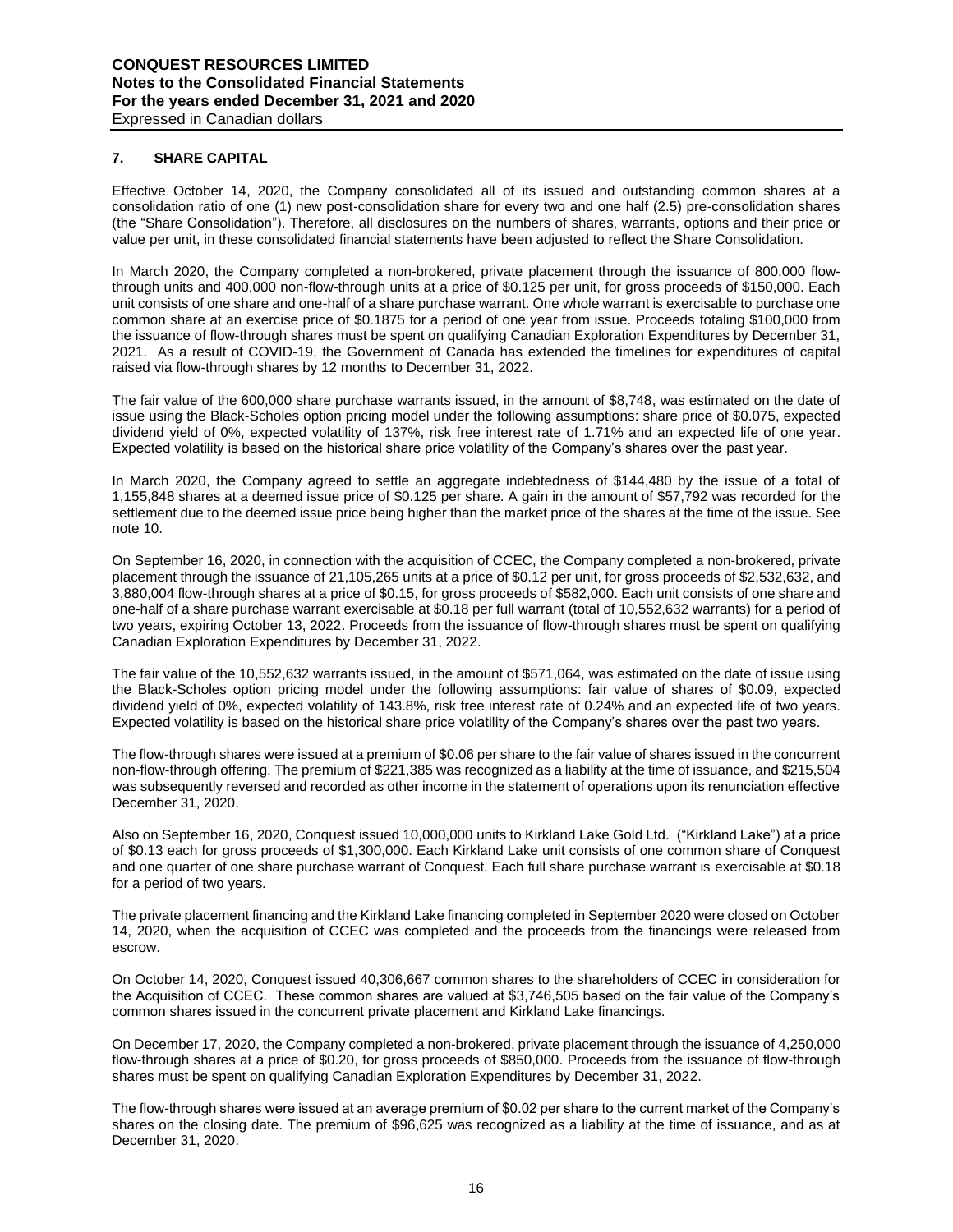## 7. SHARE CAPITAL

Effective October 14, 2020, the Company consolidated all of its issued and outstanding common shares at a consolidation ratio of one (1) new post-consolidation share for every two and one half (2.5) pre-consolidation shares (the "Share Consolidation"). Therefore, all disclosures on the numbers of shares, warrants, options and their price or value per unit, in these consolidated financial statements have been adjusted to reflect the Share Consolidation.

In March 2020, the Company completed a non-brokered, private placement through the issuance of 800,000 flow-through units and 400,000 non-flow-through units at a price of \$0.125 per unit, for gross proceeds of \$150,000. Each unit consists of one share and one-half of a share purchase warrant. One whole warrant is exercisable to purchase one common share at an exercise price of \$0.1875 for a period of one year from issue. Proceeds totaling \$100,000 from the issuance of flow-through shares must be spent on qualifying Canadian Exploration Expenditures by December 31, 2021. As a result of COVID-19, the Government of Canada has extended the timelines for expenditures of capital raised via flow-through shares by 12 months to December 31, 2022.

The fair value of the 600,000 share purchase warrants issued, in the amount of \$8,748, was estimated on the date of issue using the Black-Scholes option pricing model under the following assumptions: share price of \$0.075, expected dividend yield of 0%, expected volatility of 137%, risk free interest rate of 1.71% and an expected life of one year. Expected volatility is based on the historical share price volatility of the Company's shares over the past year.

In March 2020, the Company agreed to settle an aggregate indebtedness of \$144,480 by the issue of a total of 1,155,848 shares at a deemed issue price of \$0.125 per share. A gain in the amount of \$57,792 was recorded for the settlement due to the deemed issue price being higher than the market price of the shares at the time of the issue. See note 10.

On September 16, 2020, in connection with the acquisition of CCEC, the Company completed a non-brokered, private placement through the issuance of 21,105,265 units at a price of \$0.12 per unit, for gross proceeds of \$2,532,632, and 3,880,004 flow-through shares at a price of \$0.15, for gross proceeds of \$582,000. Each unit consists of one share and one-half of a share purchase warrant exercisable at \$0.18 per full warrant (total of 10,552,632 warrants) for a period of two years, expiring October 13, 2022. Proceeds from the issuance of flow-through shares must be spent on qualifying Canadian Exploration Expenditures by December 31, 2022.

The fair value of the 10,552,632 warrants issued, in the amount of \$571,064, was estimated on the date of issue using the Black-Scholes option pricing model under the following assumptions: fair value of shares of \$0.09, expected dividend yield of 0%, expected volatility of 143.8%, risk free interest rate of 0.24% and an expected life of two years. Expected volatility is based on the historical share price volatility of the Company's shares over the past two years.

The flow-through shares were issued at a premium of \$0.06 per share to the fair value of shares issued in the concurrent non-flow-through offering. The premium of \$221,385 was recognized as a liability at the time of issuance, and \$215,504 was subsequently reversed and recorded as other income in the statement of operations upon its renunciation effective December 31, 2020.

Also on September 16, 2020, Conquest issued 10,000,000 units to Kirkland Lake Gold Ltd. ("Kirkland Lake") at a price of \$0.13 each for gross proceeds of \$1,300,000. Each Kirkland Lake unit consists of one common share of Conquest and one quarter of one share purchase warrant of Conquest. Each full share purchase warrant is exercisable at \$0.18 for a period of two years.

The private placement financing and the Kirkland Lake financing completed in September 2020 were closed on October 14, 2020, when the acquisition of CCEC was completed and the proceeds from the financings were released from escrow.

On October 14, 2020, Conquest issued 40,306,667 common shares to the shareholders of CCEC in consideration for the Acquisition of CCEC. These common shares are valued at \$3,746,505 based on the fair value of the Company's common shares issued in the concurrent private placement and Kirkland Lake financings.

On December 17, 2020, the Company completed a non-brokered, private placement through the issuance of 4,250,000 flow-through shares at a price of \$0.20, for gross proceeds of \$850,000. Proceeds from the issuance of flow-through shares must be spent on qualifying Canadian Exploration Expenditures by December 31, 2022.

The flow-through shares were issued at an average premium of \$0.02 per share to the current market of the Company's shares on the closing date. The premium of \$96,625 was recognized as a liability at the time of issuance, and as at December 31, 2020.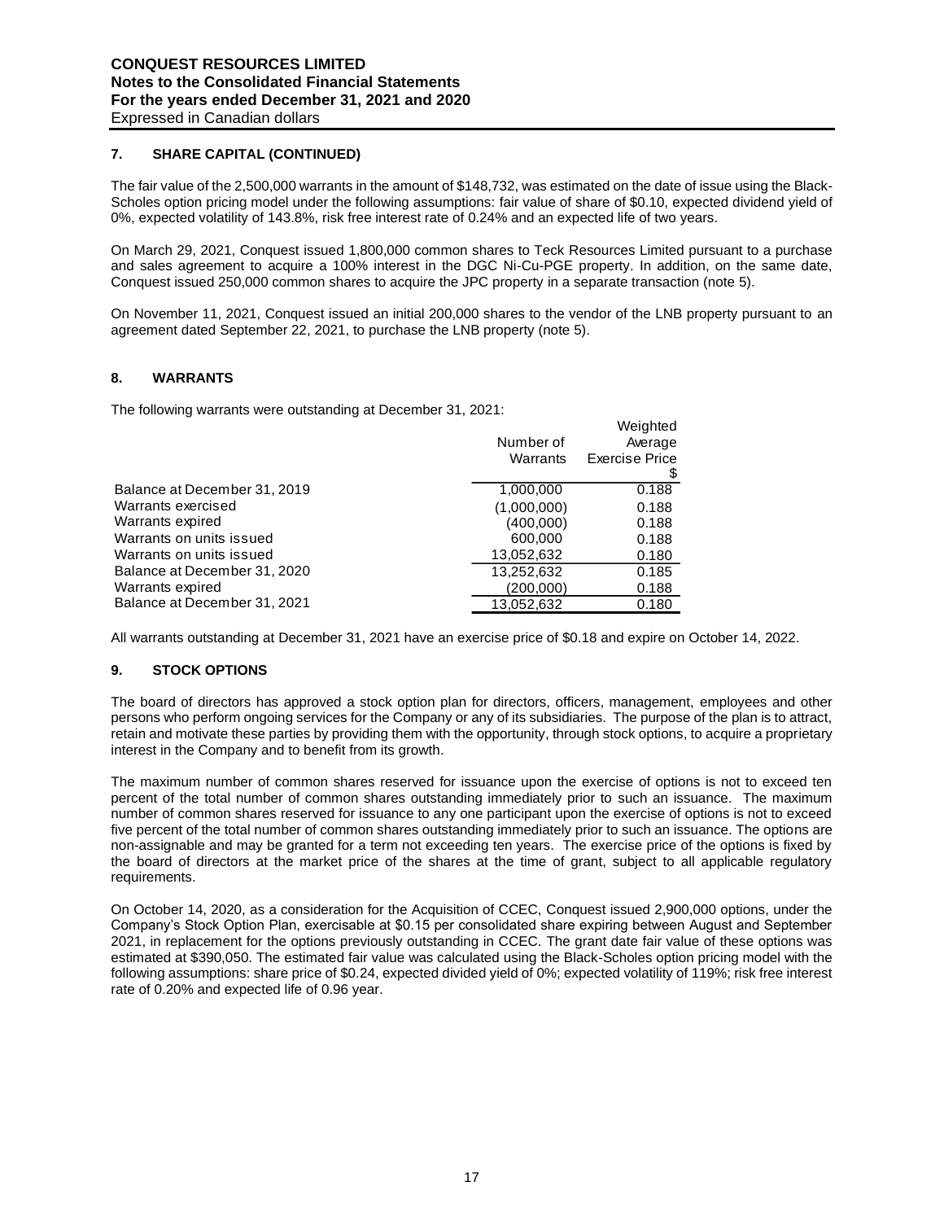### 7. SHARE CAPITAL (CONTINUED)

The fair value of the 2,500,000 warrants in the amount of $148,732, was estimated on the date of issue using the Black-Scholes option pricing model under the following assumptions: fair value of share of $0.10, expected dividend yield of 0%, expected volatility of 143.8%, risk free interest rate of 0.24% and an expected life of two years.

On March 29, 2021, Conquest issued 1,800,000 common shares to Teck Resources Limited pursuant to a purchase and sales agreement to acquire a 100% interest in the DGC Ni-Cu-PGE property. In addition, on the same date, Conquest issued 250,000 common shares to acquire the JPC property in a separate transaction (note 5).

On November 11, 2021, Conquest issued an initial 200,000 shares to the vendor of the LNB property pursuant to an agreement dated September 22, 2021, to purchase the LNB property (note 5).

### 8. WARRANTS

The following warrants were outstanding at December 31, 2021:

| | Number of Warrants | Weighted Average Exercise Price $ |
|---|---|---|
| Balance at December 31, 2019 | 1,000,000 | 0.188 |
| Warrants exercised | (1,000,000) | 0.188 |
| Warrants expired | (400,000) | 0.188 |
| Warrants on units issued | 600,000 | 0.188 |
| Warrants on units issued | 13,052,632 | 0.180 |
| Balance at December 31, 2020 | 13,252,632 | 0.185 |
| Warrants expired | (200,000) | 0.188 |
| Balance at December 31, 2021 | 13,052,632 | 0.180 |

All warrants outstanding at December 31, 2021 have an exercise price of $0.18 and expire on October 14, 2022.

### 9. STOCK OPTIONS

The board of directors has approved a stock option plan for directors, officers, management, employees and other persons who perform ongoing services for the Company or any of its subsidiaries. The purpose of the plan is to attract, retain and motivate these parties by providing them with the opportunity, through stock options, to acquire a proprietary interest in the Company and to benefit from its growth.

The maximum number of common shares reserved for issuance upon the exercise of options is not to exceed ten percent of the total number of common shares outstanding immediately prior to such an issuance. The maximum number of common shares reserved for issuance to any one participant upon the exercise of options is not to exceed five percent of the total number of common shares outstanding immediately prior to such an issuance. The options are non-assignable and may be granted for a term not exceeding ten years. The exercise price of the options is fixed by the board of directors at the market price of the shares at the time of grant, subject to all applicable regulatory requirements.

On October 14, 2020, as a consideration for the Acquisition of CCEC, Conquest issued 2,900,000 options, under the Company's Stock Option Plan, exercisable at $0.15 per consolidated share expiring between August and September 2021, in replacement for the options previously outstanding in CCEC. The grant date fair value of these options was estimated at $390,050. The estimated fair value was calculated using the Black-Scholes option pricing model with the following assumptions: share price of $0.24, expected divided yield of 0%; expected volatility of 119%; risk free interest rate of 0.20% and expected life of 0.96 year.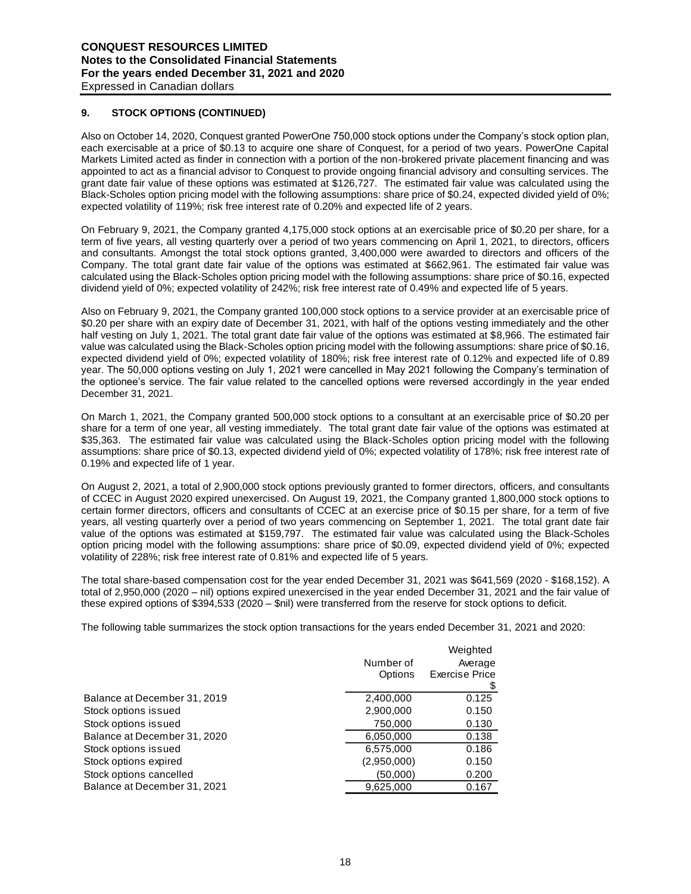## 9. STOCK OPTIONS (CONTINUED)

Also on October 14, 2020, Conquest granted PowerOne 750,000 stock options under the Company's stock option plan, each exercisable at a price of $0.13 to acquire one share of Conquest, for a period of two years. PowerOne Capital Markets Limited acted as finder in connection with a portion of the non-brokered private placement financing and was appointed to act as a financial advisor to Conquest to provide ongoing financial advisory and consulting services. The grant date fair value of these options was estimated at $126,727. The estimated fair value was calculated using the Black-Scholes option pricing model with the following assumptions: share price of $0.24, expected divided yield of 0%; expected volatility of 119%; risk free interest rate of 0.20% and expected life of 2 years.

On February 9, 2021, the Company granted 4,175,000 stock options at an exercisable price of $0.20 per share, for a term of five years, all vesting quarterly over a period of two years commencing on April 1, 2021, to directors, officers and consultants. Amongst the total stock options granted, 3,400,000 were awarded to directors and officers of the Company. The total grant date fair value of the options was estimated at $662,961. The estimated fair value was calculated using the Black-Scholes option pricing model with the following assumptions: share price of $0.16, expected dividend yield of 0%; expected volatility of 242%; risk free interest rate of 0.49% and expected life of 5 years.

Also on February 9, 2021, the Company granted 100,000 stock options to a service provider at an exercisable price of $0.20 per share with an expiry date of December 31, 2021, with half of the options vesting immediately and the other half vesting on July 1, 2021. The total grant date fair value of the options was estimated at $8,966. The estimated fair value was calculated using the Black-Scholes option pricing model with the following assumptions: share price of $0.16, expected dividend yield of 0%; expected volatility of 180%; risk free interest rate of 0.12% and expected life of 0.89 year. The 50,000 options vesting on July 1, 2021 were cancelled in May 2021 following the Company's termination of the optionee's service. The fair value related to the cancelled options were reversed accordingly in the year ended December 31, 2021.

On March 1, 2021, the Company granted 500,000 stock options to a consultant at an exercisable price of $0.20 per share for a term of one year, all vesting immediately. The total grant date fair value of the options was estimated at $35,363. The estimated fair value was calculated using the Black-Scholes option pricing model with the following assumptions: share price of $0.13, expected dividend yield of 0%; expected volatility of 178%; risk free interest rate of 0.19% and expected life of 1 year.

On August 2, 2021, a total of 2,900,000 stock options previously granted to former directors, officers, and consultants of CCEC in August 2020 expired unexercised. On August 19, 2021, the Company granted 1,800,000 stock options to certain former directors, officers and consultants of CCEC at an exercise price of $0.15 per share, for a term of five years, all vesting quarterly over a period of two years commencing on September 1, 2021. The total grant date fair value of the options was estimated at $159,797. The estimated fair value was calculated using the Black-Scholes option pricing model with the following assumptions: share price of $0.09, expected dividend yield of 0%; expected volatility of 228%; risk free interest rate of 0.81% and expected life of 5 years.

The total share-based compensation cost for the year ended December 31, 2021 was $641,569 (2020 - $168,152). A total of 2,950,000 (2020 – nil) options expired unexercised in the year ended December 31, 2021 and the fair value of these expired options of $394,533 (2020 – $nil) were transferred from the reserve for stock options to deficit.

The following table summarizes the stock option transactions for the years ended December 31, 2021 and 2020:

| | Number of Options | Weighted Average Exercise Price $ |
|---|---|---|
| Balance at December 31, 2019 | 2,400,000 | 0.125 |
| Stock options issued | 2,900,000 | 0.150 |
| Stock options issued | 750,000 | 0.130 |
| Balance at December 31, 2020 | 6,050,000 | 0.138 |
| Stock options issued | 6,575,000 | 0.186 |
| Stock options expired | (2,950,000) | 0.150 |
| Stock options cancelled | (50,000) | 0.200 |
| Balance at December 31, 2021 | 9,625,000 | 0.167 |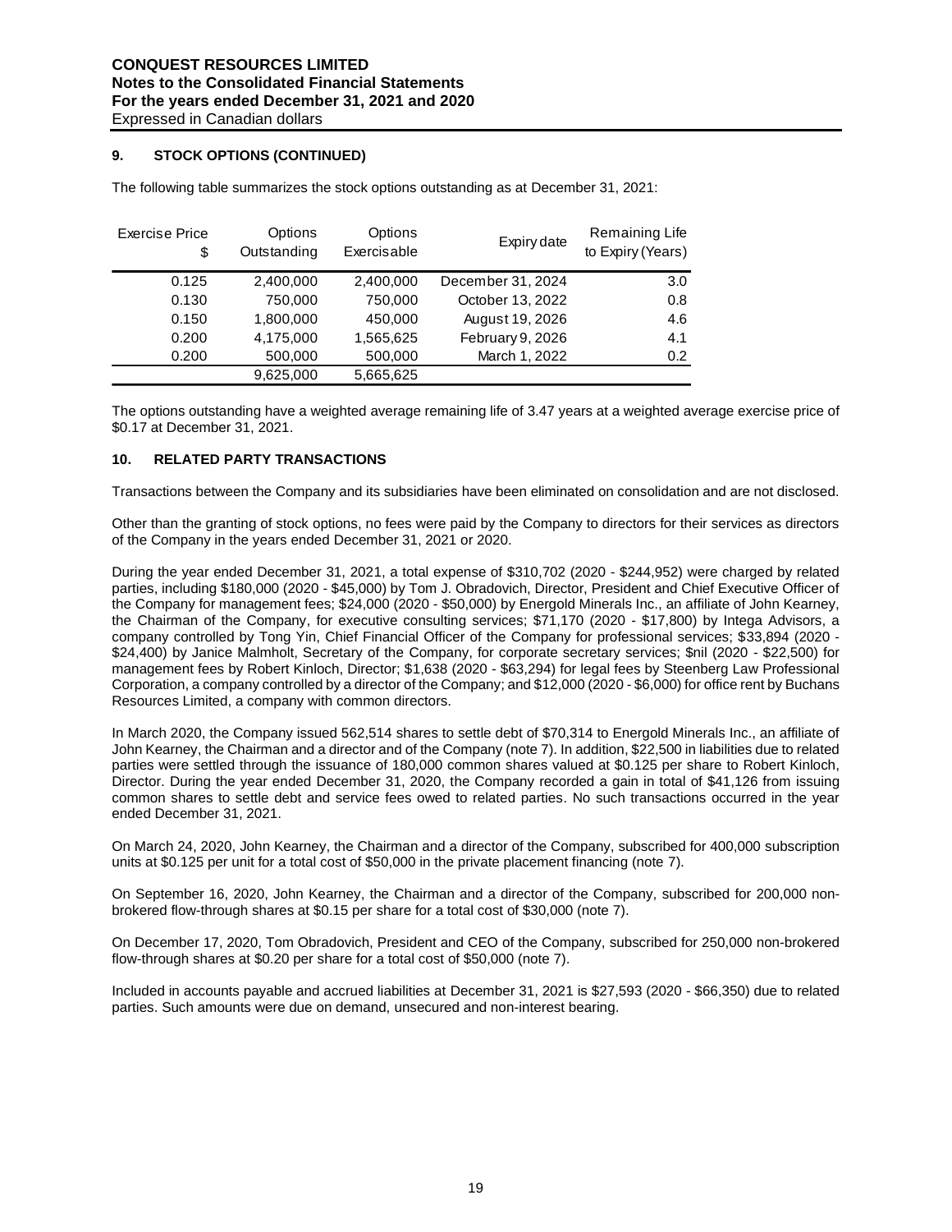## 9. STOCK OPTIONS (CONTINUED)

The following table summarizes the stock options outstanding as at December 31, 2021:

| Exercise Price $ | Options Outstanding | Options Exercisable | Expiry date | Remaining Life to Expiry (Years) |
|---|---|---|---|---|
| 0.125 | 2,400,000 | 2,400,000 | December 31, 2024 | 3.0 |
| 0.130 | 750,000 | 750,000 | October 13, 2022 | 0.8 |
| 0.150 | 1,800,000 | 450,000 | August 19, 2026 | 4.6 |
| 0.200 | 4,175,000 | 1,565,625 | February 9, 2026 | 4.1 |
| 0.200 | 500,000 | 500,000 | March 1, 2022 | 0.2 |
| | 9,625,000 | 5,665,625 | | |

The options outstanding have a weighted average remaining life of 3.47 years at a weighted average exercise price of $0.17 at December 31, 2021.

## 10. RELATED PARTY TRANSACTIONS

Transactions between the Company and its subsidiaries have been eliminated on consolidation and are not disclosed.

Other than the granting of stock options, no fees were paid by the Company to directors for their services as directors of the Company in the years ended December 31, 2021 or 2020.

During the year ended December 31, 2021, a total expense of $310,702 (2020 - $244,952) were charged by related parties, including $180,000 (2020 - $45,000) by Tom J. Obradovich, Director, President and Chief Executive Officer of the Company for management fees; $24,000 (2020 - $50,000) by Energold Minerals Inc., an affiliate of John Kearney, the Chairman of the Company, for executive consulting services; $71,170 (2020 - $17,800) by Intega Advisors, a company controlled by Tong Yin, Chief Financial Officer of the Company for professional services; $33,894 (2020 - $24,400) by Janice Malmholt, Secretary of the Company, for corporate secretary services; $nil (2020 - $22,500) for management fees by Robert Kinloch, Director; $1,638 (2020 - $63,294) for legal fees by Steenberg Law Professional Corporation, a company controlled by a director of the Company; and $12,000 (2020 - $6,000) for office rent by Buchans Resources Limited, a company with common directors.

In March 2020, the Company issued 562,514 shares to settle debt of $70,314 to Energold Minerals Inc., an affiliate of John Kearney, the Chairman and a director and of the Company (note 7). In addition, $22,500 in liabilities due to related parties were settled through the issuance of 180,000 common shares valued at $0.125 per share to Robert Kinloch, Director. During the year ended December 31, 2020, the Company recorded a gain in total of $41,126 from issuing common shares to settle debt and service fees owed to related parties. No such transactions occurred in the year ended December 31, 2021.

On March 24, 2020, John Kearney, the Chairman and a director of the Company, subscribed for 400,000 subscription units at $0.125 per unit for a total cost of $50,000 in the private placement financing (note 7).

On September 16, 2020, John Kearney, the Chairman and a director of the Company, subscribed for 200,000 non-brokered flow-through shares at $0.15 per share for a total cost of $30,000 (note 7).

On December 17, 2020, Tom Obradovich, President and CEO of the Company, subscribed for 250,000 non-brokered flow-through shares at $0.20 per share for a total cost of $50,000 (note 7).

Included in accounts payable and accrued liabilities at December 31, 2021 is $27,593 (2020 - $66,350) due to related parties. Such amounts were due on demand, unsecured and non-interest bearing.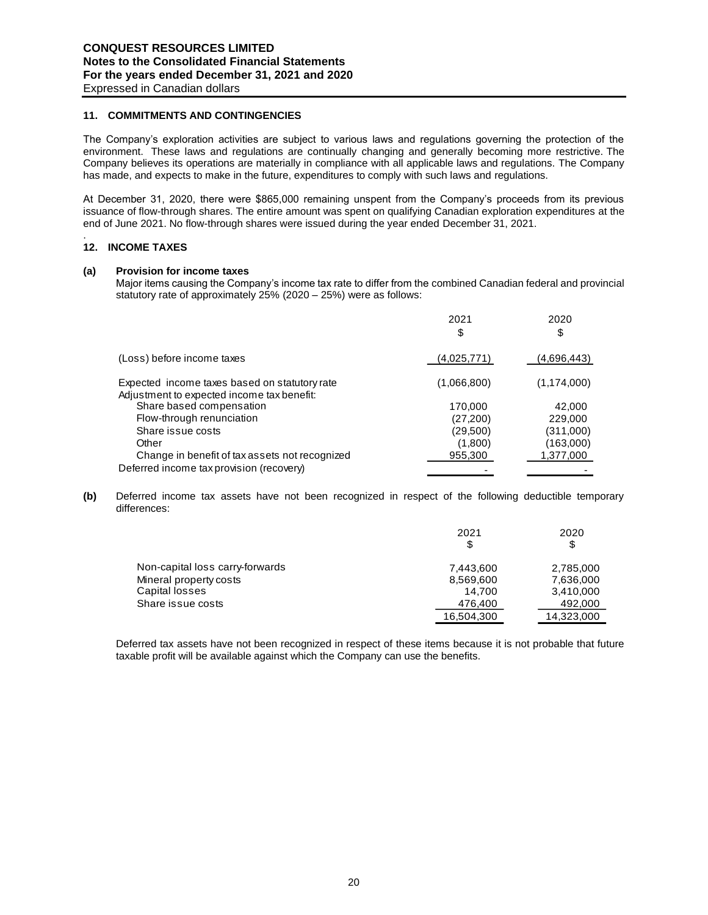## 11. COMMITMENTS AND CONTINGENCIES

The Company's exploration activities are subject to various laws and regulations governing the protection of the environment. These laws and regulations are continually changing and generally becoming more restrictive. The Company believes its operations are materially in compliance with all applicable laws and regulations. The Company has made, and expects to make in the future, expenditures to comply with such laws and regulations.

At December 31, 2020, there were $865,000 remaining unspent from the Company's proceeds from its previous issuance of flow-through shares. The entire amount was spent on qualifying Canadian exploration expenditures at the end of June 2021. No flow-through shares were issued during the year ended December 31, 2021.

## 12. INCOME TAXES

**(a) Provision for income taxes**

Major items causing the Company's income tax rate to differ from the combined Canadian federal and provincial statutory rate of approximately 25% (2020 – 25%) were as follows:

| | 2021<br>$ | 2020<br>$ |
|---|---|---|
| (Loss) before income taxes | (4,025,771) | (4,696,443) |
| Expected income taxes based on statutory rate | (1,066,800) | (1,174,000) |
| Adjustment to expected income tax benefit: | | |
| Share based compensation | 170,000 | 42,000 |
| Flow-through renunciation | (27,200) | 229,000 |
| Share issue costs | (29,500) | (311,000) |
| Other | (1,800) | (163,000) |
| Change in benefit of tax assets not recognized | 955,300 | 1,377,000 |
| Deferred income tax provision (recovery) | - | - |

**(b)** Deferred income tax assets have not been recognized in respect of the following deductible temporary differences:

| | 2021<br>$ | 2020<br>$ |
|---|---|---|
| Non-capital loss carry-forwards | 7,443,600 | 2,785,000 |
| Mineral property costs | 8,569,600 | 7,636,000 |
| Capital losses | 14,700 | 3,410,000 |
| Share issue costs | 476,400 | 492,000 |
| | 16,504,300 | 14,323,000 |

Deferred tax assets have not been recognized in respect of these items because it is not probable that future taxable profit will be available against which the Company can use the benefits.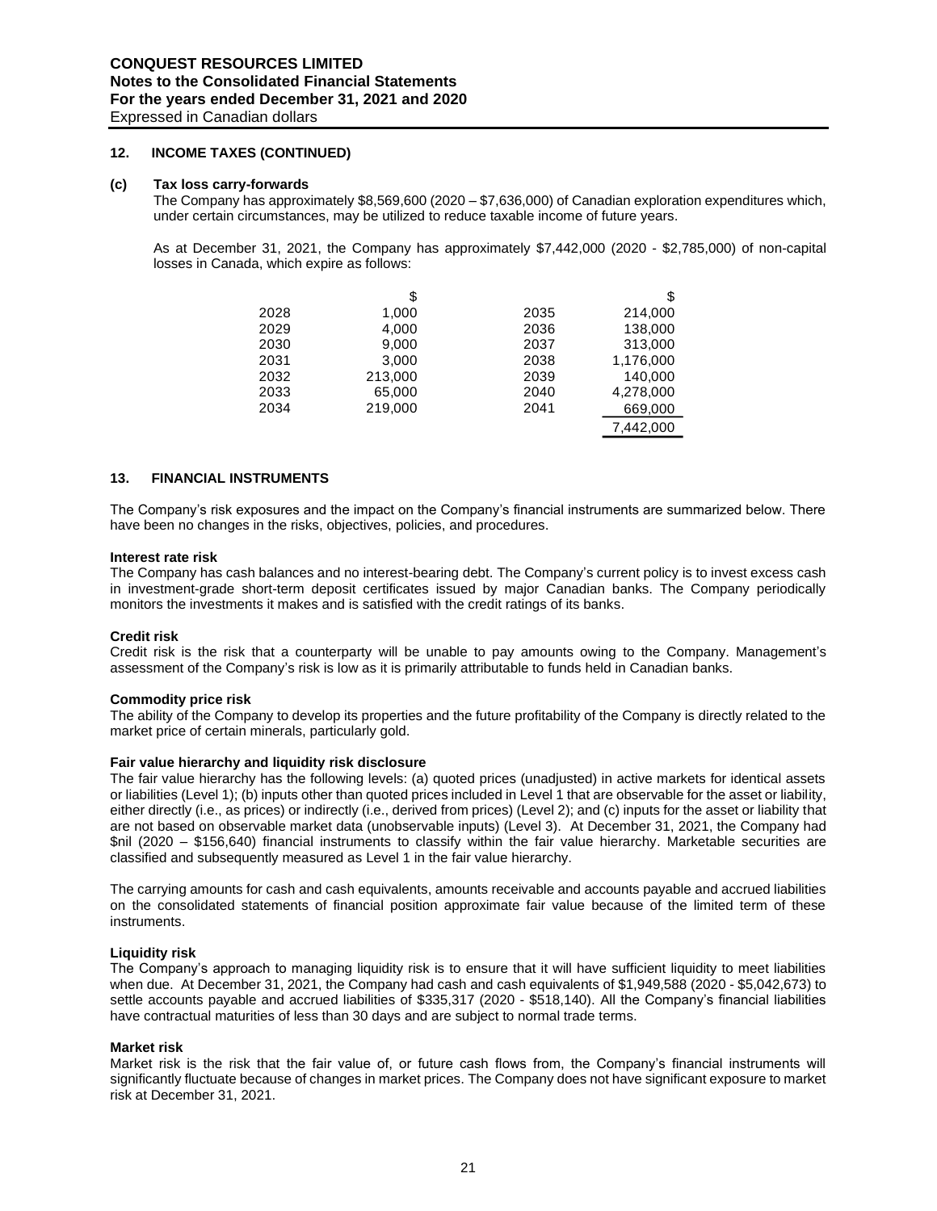## 12. INCOME TAXES (CONTINUED)

### (c) Tax loss carry-forwards

The Company has approximately $8,569,600 (2020 – $7,636,000) of Canadian exploration expenditures which, under certain circumstances, may be utilized to reduce taxable income of future years.

As at December 31, 2021, the Company has approximately $7,442,000 (2020 - $2,785,000) of non-capital losses in Canada, which expire as follows:

| | $ | | $ |
|---|---|---|---|
| 2028 | 1,000 | 2035 | 214,000 |
| 2029 | 4,000 | 2036 | 138,000 |
| 2030 | 9,000 | 2037 | 313,000 |
| 2031 | 3,000 | 2038 | 1,176,000 |
| 2032 | 213,000 | 2039 | 140,000 |
| 2033 | 65,000 | 2040 | 4,278,000 |
| 2034 | 219,000 | 2041 | 669,000 |
| | | | 7,442,000 |

## 13. FINANCIAL INSTRUMENTS

The Company's risk exposures and the impact on the Company's financial instruments are summarized below. There have been no changes in the risks, objectives, policies, and procedures.

**Interest rate risk**

The Company has cash balances and no interest-bearing debt. The Company's current policy is to invest excess cash in investment-grade short-term deposit certificates issued by major Canadian banks. The Company periodically monitors the investments it makes and is satisfied with the credit ratings of its banks.

**Credit risk**

Credit risk is the risk that a counterparty will be unable to pay amounts owing to the Company. Management's assessment of the Company's risk is low as it is primarily attributable to funds held in Canadian banks.

**Commodity price risk**

The ability of the Company to develop its properties and the future profitability of the Company is directly related to the market price of certain minerals, particularly gold.

**Fair value hierarchy and liquidity risk disclosure**

The fair value hierarchy has the following levels: (a) quoted prices (unadjusted) in active markets for identical assets or liabilities (Level 1); (b) inputs other than quoted prices included in Level 1 that are observable for the asset or liability, either directly (i.e., as prices) or indirectly (i.e., derived from prices) (Level 2); and (c) inputs for the asset or liability that are not based on observable market data (unobservable inputs) (Level 3). At December 31, 2021, the Company had $nil (2020 – $156,640) financial instruments to classify within the fair value hierarchy. Marketable securities are classified and subsequently measured as Level 1 in the fair value hierarchy.

The carrying amounts for cash and cash equivalents, amounts receivable and accounts payable and accrued liabilities on the consolidated statements of financial position approximate fair value because of the limited term of these instruments.

**Liquidity risk**

The Company's approach to managing liquidity risk is to ensure that it will have sufficient liquidity to meet liabilities when due. At December 31, 2021, the Company had cash and cash equivalents of $1,949,588 (2020 - $5,042,673) to settle accounts payable and accrued liabilities of $335,317 (2020 - $518,140). All the Company's financial liabilities have contractual maturities of less than 30 days and are subject to normal trade terms.

**Market risk**

Market risk is the risk that the fair value of, or future cash flows from, the Company's financial instruments will significantly fluctuate because of changes in market prices. The Company does not have significant exposure to market risk at December 31, 2021.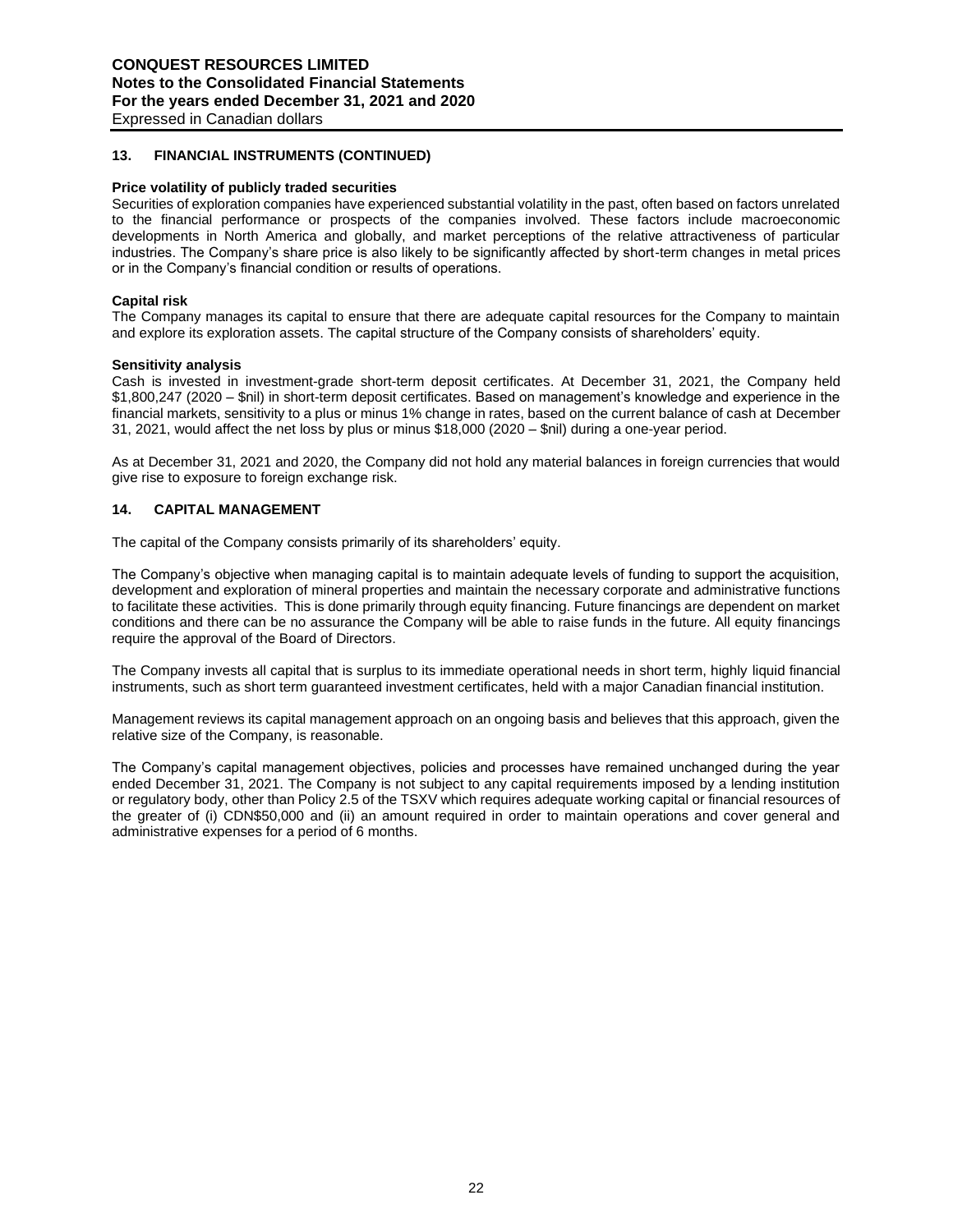## 13. FINANCIAL INSTRUMENTS (CONTINUED)

**Price volatility of publicly traded securities**

Securities of exploration companies have experienced substantial volatility in the past, often based on factors unrelated to the financial performance or prospects of the companies involved. These factors include macroeconomic developments in North America and globally, and market perceptions of the relative attractiveness of particular industries. The Company's share price is also likely to be significantly affected by short-term changes in metal prices or in the Company's financial condition or results of operations.

**Capital risk**

The Company manages its capital to ensure that there are adequate capital resources for the Company to maintain and explore its exploration assets. The capital structure of the Company consists of shareholders' equity.

**Sensitivity analysis**

Cash is invested in investment-grade short-term deposit certificates. At December 31, 2021, the Company held $1,800,247 (2020 – $nil) in short-term deposit certificates. Based on management's knowledge and experience in the financial markets, sensitivity to a plus or minus 1% change in rates, based on the current balance of cash at December 31, 2021, would affect the net loss by plus or minus $18,000 (2020 – $nil) during a one-year period.

As at December 31, 2021 and 2020, the Company did not hold any material balances in foreign currencies that would give rise to exposure to foreign exchange risk.

## 14. CAPITAL MANAGEMENT

The capital of the Company consists primarily of its shareholders' equity.

The Company's objective when managing capital is to maintain adequate levels of funding to support the acquisition, development and exploration of mineral properties and maintain the necessary corporate and administrative functions to facilitate these activities. This is done primarily through equity financing. Future financings are dependent on market conditions and there can be no assurance the Company will be able to raise funds in the future. All equity financings require the approval of the Board of Directors.

The Company invests all capital that is surplus to its immediate operational needs in short term, highly liquid financial instruments, such as short term guaranteed investment certificates, held with a major Canadian financial institution.

Management reviews its capital management approach on an ongoing basis and believes that this approach, given the relative size of the Company, is reasonable.

The Company's capital management objectives, policies and processes have remained unchanged during the year ended December 31, 2021. The Company is not subject to any capital requirements imposed by a lending institution or regulatory body, other than Policy 2.5 of the TSXV which requires adequate working capital or financial resources of the greater of (i) CDN$50,000 and (ii) an amount required in order to maintain operations and cover general and administrative expenses for a period of 6 months.